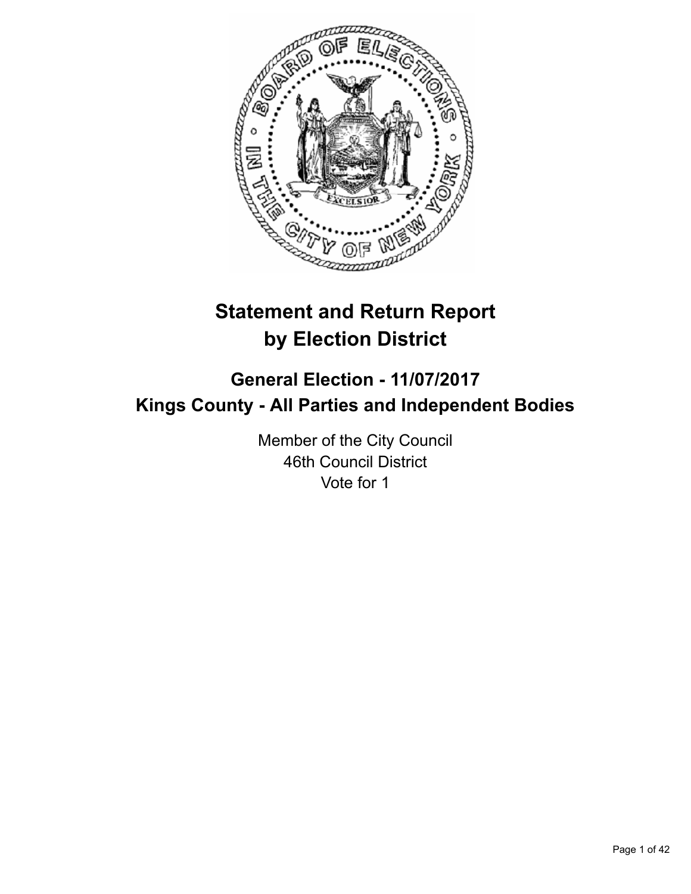# Statement and Return Report by Election District

## General Election - 11/07/2017
## Kings County - All Parties and Independent Bodies

Member of the City Council
46th Council District
Vote for 1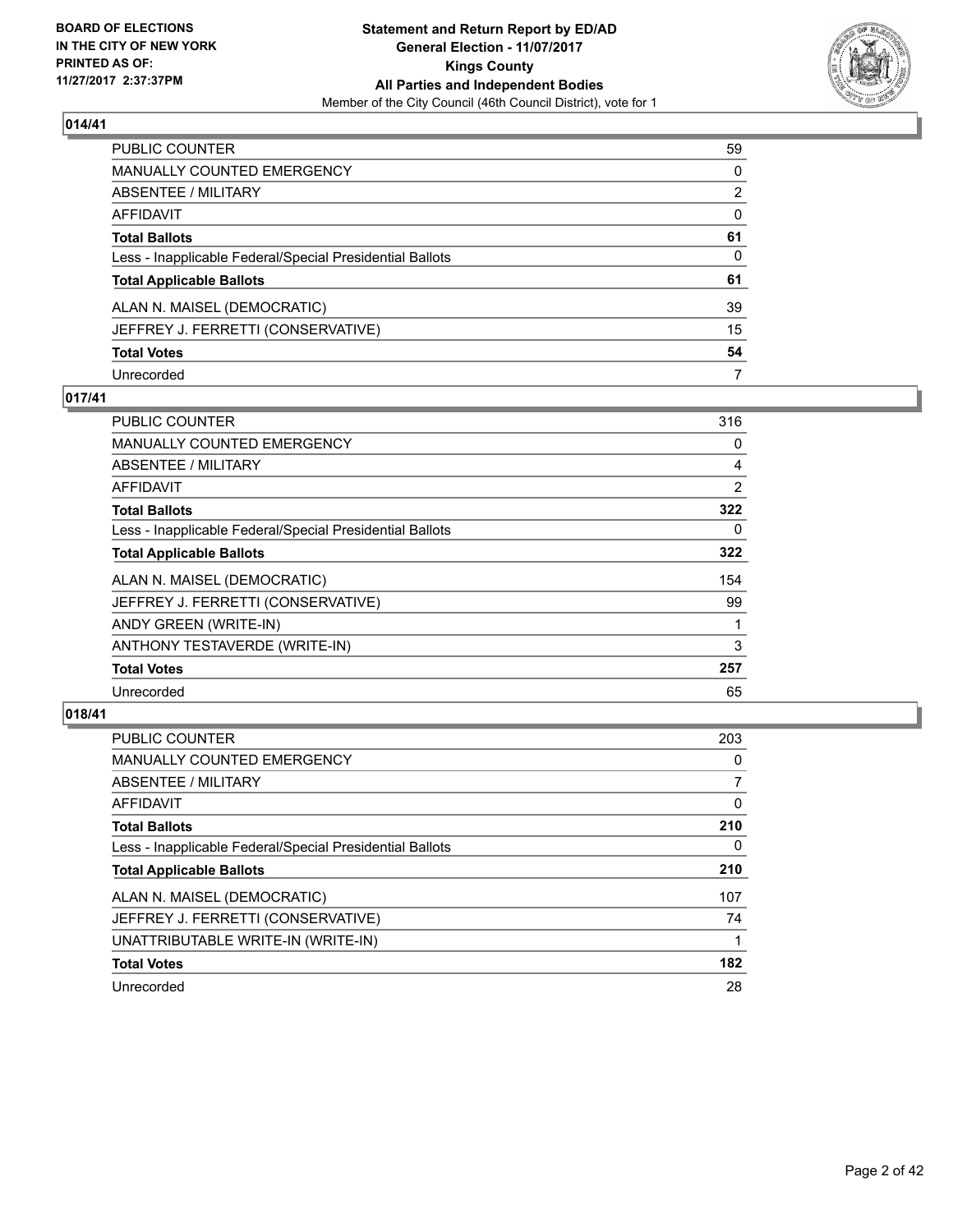## 014/41

| | |
|---|---|
| PUBLIC COUNTER | 59 |
| MANUALLY COUNTED EMERGENCY | 0 |
| ABSENTEE / MILITARY | 2 |
| AFFIDAVIT | 0 |
| **Total Ballots** | **61** |
| Less - Inapplicable Federal/Special Presidential Ballots | 0 |
| **Total Applicable Ballots** | **61** |
| ALAN N. MAISEL (DEMOCRATIC) | 39 |
| JEFFREY J. FERRETTI (CONSERVATIVE) | 15 |
| **Total Votes** | **54** |
| Unrecorded | 7 |

## 017/41

| | |
|---|---|
| PUBLIC COUNTER | 316 |
| MANUALLY COUNTED EMERGENCY | 0 |
| ABSENTEE / MILITARY | 4 |
| AFFIDAVIT | 2 |
| **Total Ballots** | **322** |
| Less - Inapplicable Federal/Special Presidential Ballots | 0 |
| **Total Applicable Ballots** | **322** |
| ALAN N. MAISEL (DEMOCRATIC) | 154 |
| JEFFREY J. FERRETTI (CONSERVATIVE) | 99 |
| ANDY GREEN (WRITE-IN) | 1 |
| ANTHONY TESTAVERDE (WRITE-IN) | 3 |
| **Total Votes** | **257** |
| Unrecorded | 65 |

## 018/41

| | |
|---|---|
| PUBLIC COUNTER | 203 |
| MANUALLY COUNTED EMERGENCY | 0 |
| ABSENTEE / MILITARY | 7 |
| AFFIDAVIT | 0 |
| **Total Ballots** | **210** |
| Less - Inapplicable Federal/Special Presidential Ballots | 0 |
| **Total Applicable Ballots** | **210** |
| ALAN N. MAISEL (DEMOCRATIC) | 107 |
| JEFFREY J. FERRETTI (CONSERVATIVE) | 74 |
| UNATTRIBUTABLE WRITE-IN (WRITE-IN) | 1 |
| **Total Votes** | **182** |
| Unrecorded | 28 |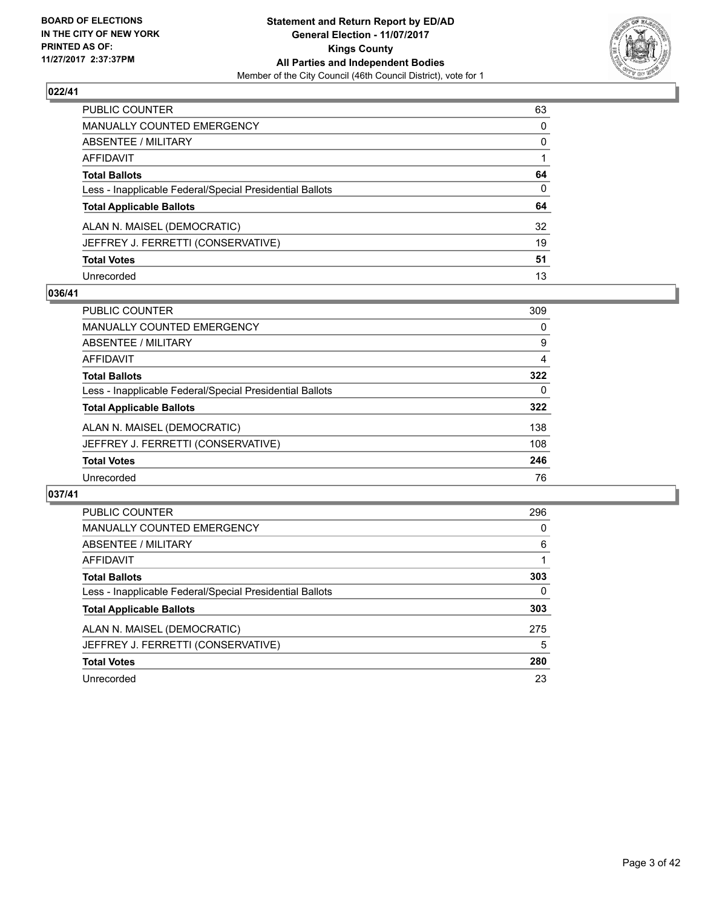**BOARD OF ELECTIONS IN THE CITY OF NEW YORK PRINTED AS OF: 11/27/2017 2:37:37PM**

**Statement and Return Report by ED/AD General Election - 11/07/2017 Kings County All Parties and Independent Bodies**
Member of the City Council (46th Council District), vote for 1

### 022/41

| | |
|---|---|
| PUBLIC COUNTER | 63 |
| MANUALLY COUNTED EMERGENCY | 0 |
| ABSENTEE / MILITARY | 0 |
| AFFIDAVIT | 1 |
| **Total Ballots** | **64** |
| Less - Inapplicable Federal/Special Presidential Ballots | 0 |
| **Total Applicable Ballots** | **64** |
| ALAN N. MAISEL (DEMOCRATIC) | 32 |
| JEFFREY J. FERRETTI (CONSERVATIVE) | 19 |
| **Total Votes** | **51** |
| Unrecorded | 13 |

### 036/41

| | |
|---|---|
| PUBLIC COUNTER | 309 |
| MANUALLY COUNTED EMERGENCY | 0 |
| ABSENTEE / MILITARY | 9 |
| AFFIDAVIT | 4 |
| **Total Ballots** | **322** |
| Less - Inapplicable Federal/Special Presidential Ballots | 0 |
| **Total Applicable Ballots** | **322** |
| ALAN N. MAISEL (DEMOCRATIC) | 138 |
| JEFFREY J. FERRETTI (CONSERVATIVE) | 108 |
| **Total Votes** | **246** |
| Unrecorded | 76 |

### 037/41

| | |
|---|---|
| PUBLIC COUNTER | 296 |
| MANUALLY COUNTED EMERGENCY | 0 |
| ABSENTEE / MILITARY | 6 |
| AFFIDAVIT | 1 |
| **Total Ballots** | **303** |
| Less - Inapplicable Federal/Special Presidential Ballots | 0 |
| **Total Applicable Ballots** | **303** |
| ALAN N. MAISEL (DEMOCRATIC) | 275 |
| JEFFREY J. FERRETTI (CONSERVATIVE) | 5 |
| **Total Votes** | **280** |
| Unrecorded | 23 |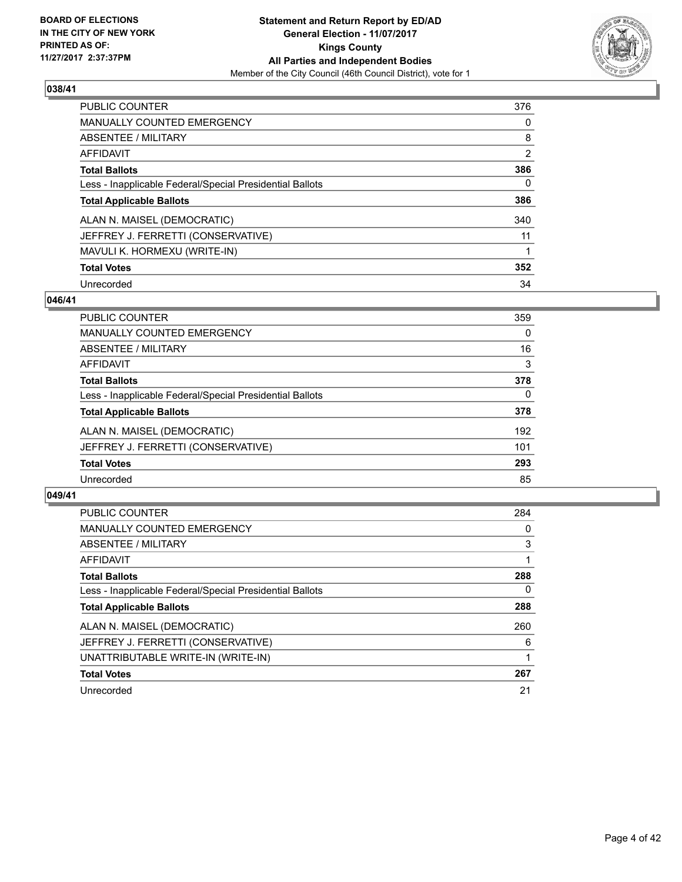### 038/41

| | |
|---|---|
| PUBLIC COUNTER | 376 |
| MANUALLY COUNTED EMERGENCY | 0 |
| ABSENTEE / MILITARY | 8 |
| AFFIDAVIT | 2 |
| **Total Ballots** | **386** |
| Less - Inapplicable Federal/Special Presidential Ballots | 0 |
| **Total Applicable Ballots** | **386** |
| ALAN N. MAISEL (DEMOCRATIC) | 340 |
| JEFFREY J. FERRETTI (CONSERVATIVE) | 11 |
| MAVULI K. HORMEXU (WRITE-IN) | 1 |
| **Total Votes** | **352** |
| Unrecorded | 34 |

### 046/41

| | |
|---|---|
| PUBLIC COUNTER | 359 |
| MANUALLY COUNTED EMERGENCY | 0 |
| ABSENTEE / MILITARY | 16 |
| AFFIDAVIT | 3 |
| **Total Ballots** | **378** |
| Less - Inapplicable Federal/Special Presidential Ballots | 0 |
| **Total Applicable Ballots** | **378** |
| ALAN N. MAISEL (DEMOCRATIC) | 192 |
| JEFFREY J. FERRETTI (CONSERVATIVE) | 101 |
| **Total Votes** | **293** |
| Unrecorded | 85 |

### 049/41

| | |
|---|---|
| PUBLIC COUNTER | 284 |
| MANUALLY COUNTED EMERGENCY | 0 |
| ABSENTEE / MILITARY | 3 |
| AFFIDAVIT | 1 |
| **Total Ballots** | **288** |
| Less - Inapplicable Federal/Special Presidential Ballots | 0 |
| **Total Applicable Ballots** | **288** |
| ALAN N. MAISEL (DEMOCRATIC) | 260 |
| JEFFREY J. FERRETTI (CONSERVATIVE) | 6 |
| UNATTRIBUTABLE WRITE-IN (WRITE-IN) | 1 |
| **Total Votes** | **267** |
| Unrecorded | 21 |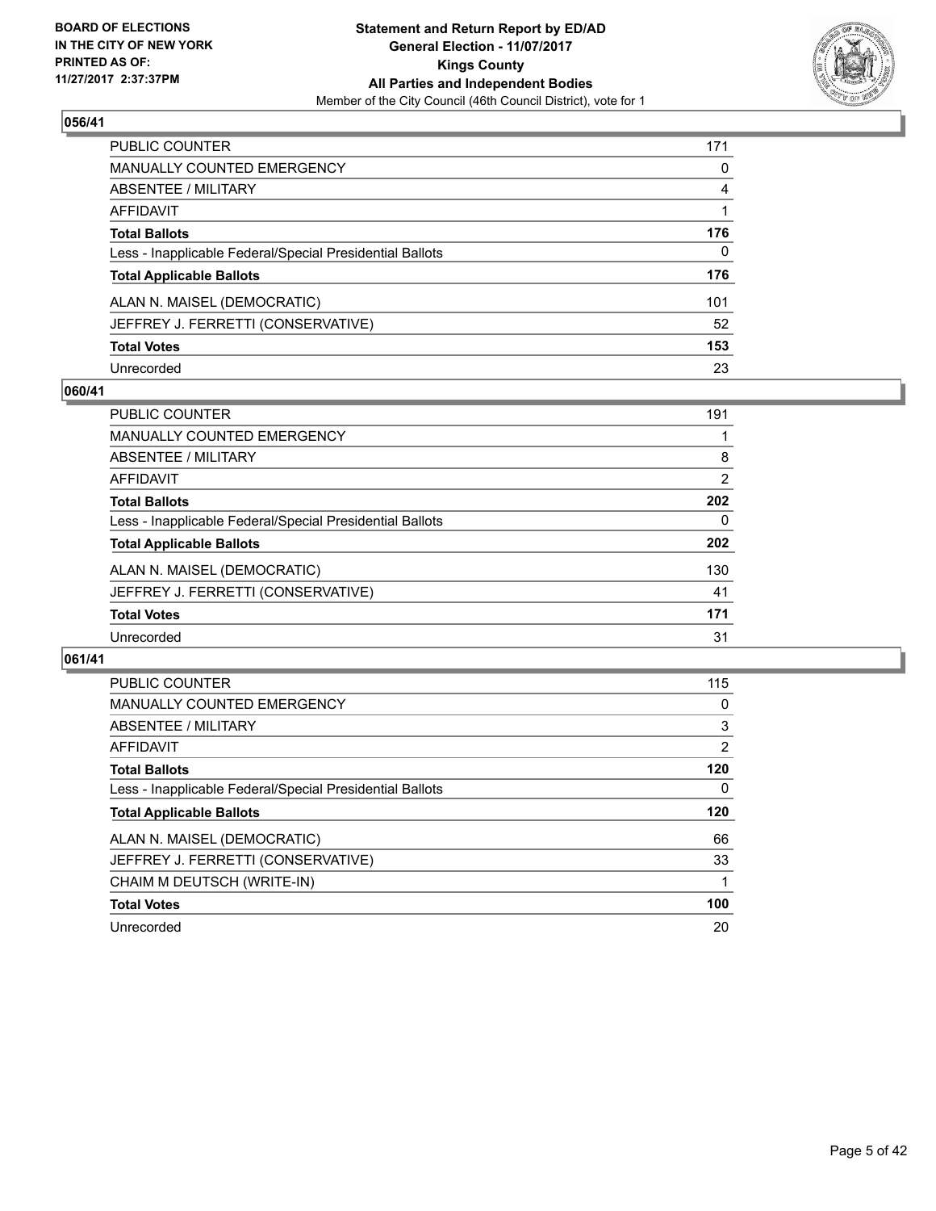## 056/41

| | |
|---|---|
| PUBLIC COUNTER | 171 |
| MANUALLY COUNTED EMERGENCY | 0 |
| ABSENTEE / MILITARY | 4 |
| AFFIDAVIT | 1 |
| **Total Ballots** | **176** |
| Less - Inapplicable Federal/Special Presidential Ballots | 0 |
| **Total Applicable Ballots** | **176** |
| ALAN N. MAISEL (DEMOCRATIC) | 101 |
| JEFFREY J. FERRETTI (CONSERVATIVE) | 52 |
| **Total Votes** | **153** |
| Unrecorded | 23 |

## 060/41

| | |
|---|---|
| PUBLIC COUNTER | 191 |
| MANUALLY COUNTED EMERGENCY | 1 |
| ABSENTEE / MILITARY | 8 |
| AFFIDAVIT | 2 |
| **Total Ballots** | **202** |
| Less - Inapplicable Federal/Special Presidential Ballots | 0 |
| **Total Applicable Ballots** | **202** |
| ALAN N. MAISEL (DEMOCRATIC) | 130 |
| JEFFREY J. FERRETTI (CONSERVATIVE) | 41 |
| **Total Votes** | **171** |
| Unrecorded | 31 |

## 061/41

| | |
|---|---|
| PUBLIC COUNTER | 115 |
| MANUALLY COUNTED EMERGENCY | 0 |
| ABSENTEE / MILITARY | 3 |
| AFFIDAVIT | 2 |
| **Total Ballots** | **120** |
| Less - Inapplicable Federal/Special Presidential Ballots | 0 |
| **Total Applicable Ballots** | **120** |
| ALAN N. MAISEL (DEMOCRATIC) | 66 |
| JEFFREY J. FERRETTI (CONSERVATIVE) | 33 |
| CHAIM M DEUTSCH (WRITE-IN) | 1 |
| **Total Votes** | **100** |
| Unrecorded | 20 |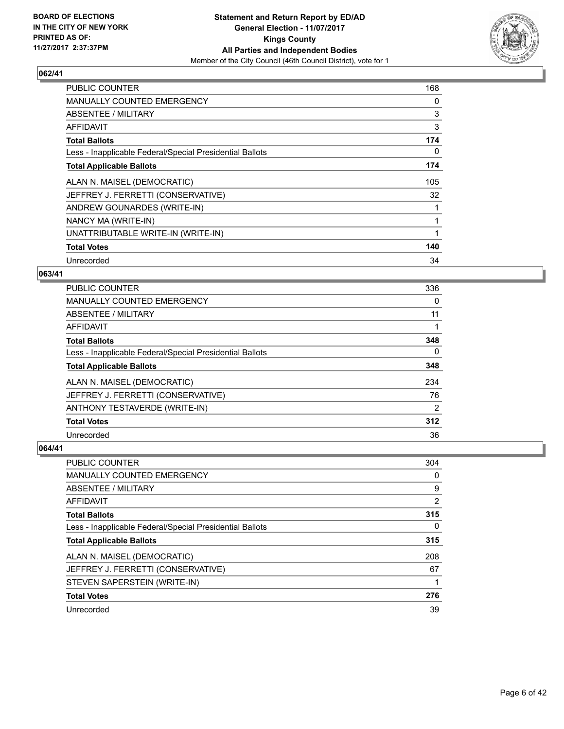## 062/41

| | |
|---|---|
| PUBLIC COUNTER | 168 |
| MANUALLY COUNTED EMERGENCY | 0 |
| ABSENTEE / MILITARY | 3 |
| AFFIDAVIT | 3 |
| **Total Ballots** | **174** |
| Less - Inapplicable Federal/Special Presidential Ballots | 0 |
| **Total Applicable Ballots** | **174** |
| ALAN N. MAISEL (DEMOCRATIC) | 105 |
| JEFFREY J. FERRETTI (CONSERVATIVE) | 32 |
| ANDREW GOUNARDES (WRITE-IN) | 1 |
| NANCY MA (WRITE-IN) | 1 |
| UNATTRIBUTABLE WRITE-IN (WRITE-IN) | 1 |
| **Total Votes** | **140** |
| Unrecorded | 34 |

## 063/41

| | |
|---|---|
| PUBLIC COUNTER | 336 |
| MANUALLY COUNTED EMERGENCY | 0 |
| ABSENTEE / MILITARY | 11 |
| AFFIDAVIT | 1 |
| **Total Ballots** | **348** |
| Less - Inapplicable Federal/Special Presidential Ballots | 0 |
| **Total Applicable Ballots** | **348** |
| ALAN N. MAISEL (DEMOCRATIC) | 234 |
| JEFFREY J. FERRETTI (CONSERVATIVE) | 76 |
| ANTHONY TESTAVERDE (WRITE-IN) | 2 |
| **Total Votes** | **312** |
| Unrecorded | 36 |

## 064/41

| | |
|---|---|
| PUBLIC COUNTER | 304 |
| MANUALLY COUNTED EMERGENCY | 0 |
| ABSENTEE / MILITARY | 9 |
| AFFIDAVIT | 2 |
| **Total Ballots** | **315** |
| Less - Inapplicable Federal/Special Presidential Ballots | 0 |
| **Total Applicable Ballots** | **315** |
| ALAN N. MAISEL (DEMOCRATIC) | 208 |
| JEFFREY J. FERRETTI (CONSERVATIVE) | 67 |
| STEVEN SAPERSTEIN (WRITE-IN) | 1 |
| **Total Votes** | **276** |
| Unrecorded | 39 |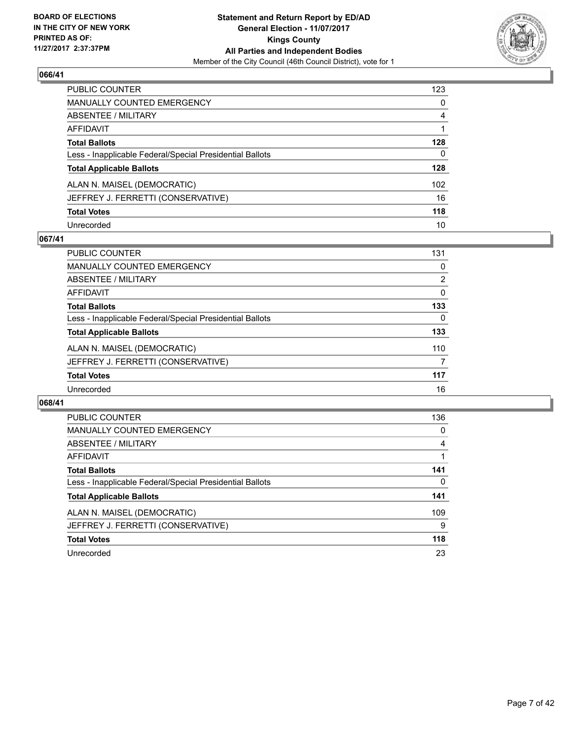## 066/41

| | |
|---|---|
| PUBLIC COUNTER | 123 |
| MANUALLY COUNTED EMERGENCY | 0 |
| ABSENTEE / MILITARY | 4 |
| AFFIDAVIT | 1 |
| **Total Ballots** | **128** |
| Less - Inapplicable Federal/Special Presidential Ballots | 0 |
| **Total Applicable Ballots** | **128** |
| ALAN N. MAISEL (DEMOCRATIC) | 102 |
| JEFFREY J. FERRETTI (CONSERVATIVE) | 16 |
| **Total Votes** | **118** |
| Unrecorded | 10 |

## 067/41

| | |
|---|---|
| PUBLIC COUNTER | 131 |
| MANUALLY COUNTED EMERGENCY | 0 |
| ABSENTEE / MILITARY | 2 |
| AFFIDAVIT | 0 |
| **Total Ballots** | **133** |
| Less - Inapplicable Federal/Special Presidential Ballots | 0 |
| **Total Applicable Ballots** | **133** |
| ALAN N. MAISEL (DEMOCRATIC) | 110 |
| JEFFREY J. FERRETTI (CONSERVATIVE) | 7 |
| **Total Votes** | **117** |
| Unrecorded | 16 |

## 068/41

| | |
|---|---|
| PUBLIC COUNTER | 136 |
| MANUALLY COUNTED EMERGENCY | 0 |
| ABSENTEE / MILITARY | 4 |
| AFFIDAVIT | 1 |
| **Total Ballots** | **141** |
| Less - Inapplicable Federal/Special Presidential Ballots | 0 |
| **Total Applicable Ballots** | **141** |
| ALAN N. MAISEL (DEMOCRATIC) | 109 |
| JEFFREY J. FERRETTI (CONSERVATIVE) | 9 |
| **Total Votes** | **118** |
| Unrecorded | 23 |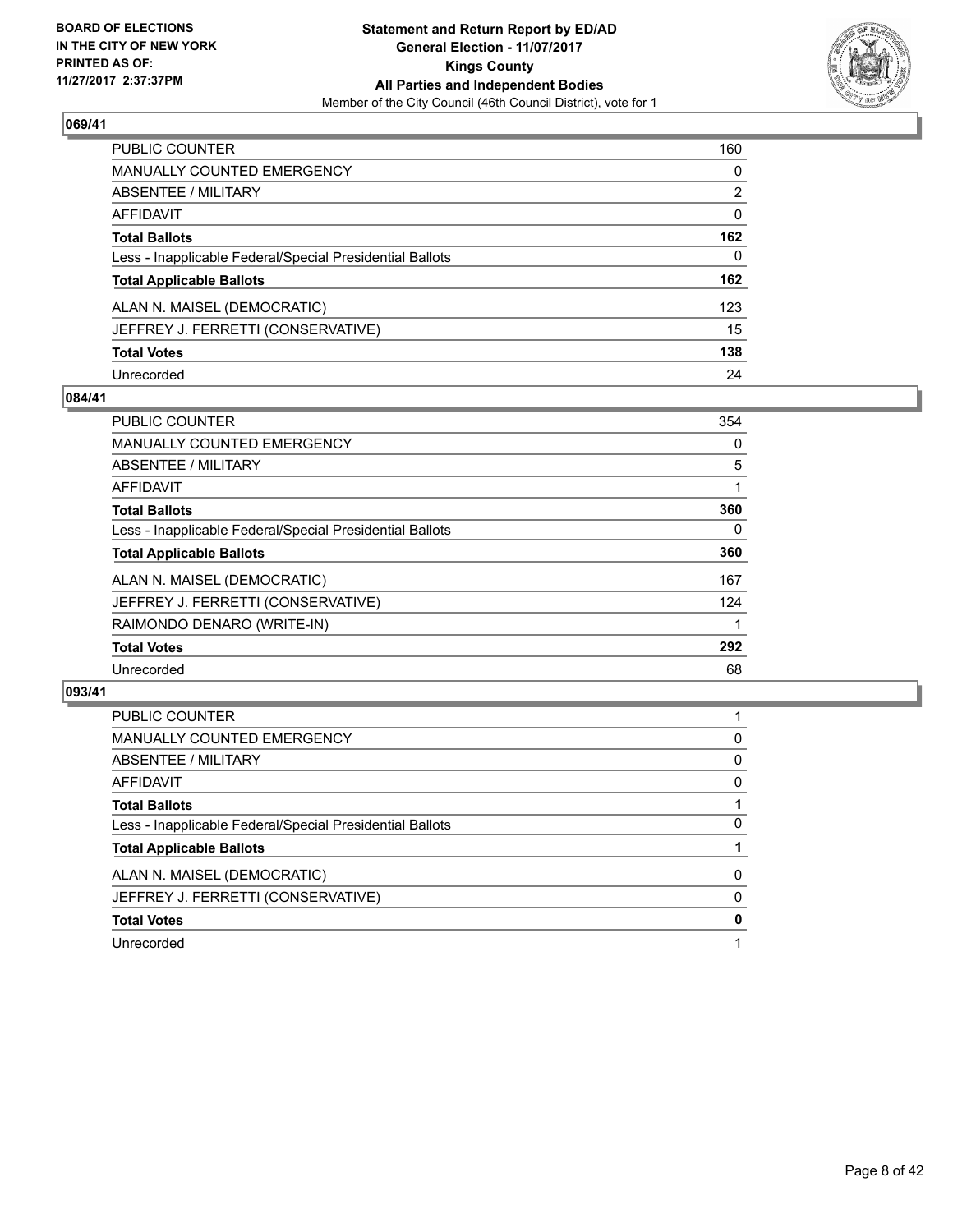## 069/41

| | |
|---|---|
| PUBLIC COUNTER | 160 |
| MANUALLY COUNTED EMERGENCY | 0 |
| ABSENTEE / MILITARY | 2 |
| AFFIDAVIT | 0 |
| **Total Ballots** | **162** |
| Less - Inapplicable Federal/Special Presidential Ballots | 0 |
| **Total Applicable Ballots** | **162** |
| ALAN N. MAISEL (DEMOCRATIC) | 123 |
| JEFFREY J. FERRETTI (CONSERVATIVE) | 15 |
| **Total Votes** | **138** |
| Unrecorded | 24 |

## 084/41

| | |
|---|---|
| PUBLIC COUNTER | 354 |
| MANUALLY COUNTED EMERGENCY | 0 |
| ABSENTEE / MILITARY | 5 |
| AFFIDAVIT | 1 |
| **Total Ballots** | **360** |
| Less - Inapplicable Federal/Special Presidential Ballots | 0 |
| **Total Applicable Ballots** | **360** |
| ALAN N. MAISEL (DEMOCRATIC) | 167 |
| JEFFREY J. FERRETTI (CONSERVATIVE) | 124 |
| RAIMONDO DENARO (WRITE-IN) | 1 |
| **Total Votes** | **292** |
| Unrecorded | 68 |

## 093/41

| | |
|---|---|
| PUBLIC COUNTER | 1 |
| MANUALLY COUNTED EMERGENCY | 0 |
| ABSENTEE / MILITARY | 0 |
| AFFIDAVIT | 0 |
| **Total Ballots** | **1** |
| Less - Inapplicable Federal/Special Presidential Ballots | 0 |
| **Total Applicable Ballots** | **1** |
| ALAN N. MAISEL (DEMOCRATIC) | 0 |
| JEFFREY J. FERRETTI (CONSERVATIVE) | 0 |
| **Total Votes** | **0** |
| Unrecorded | 1 |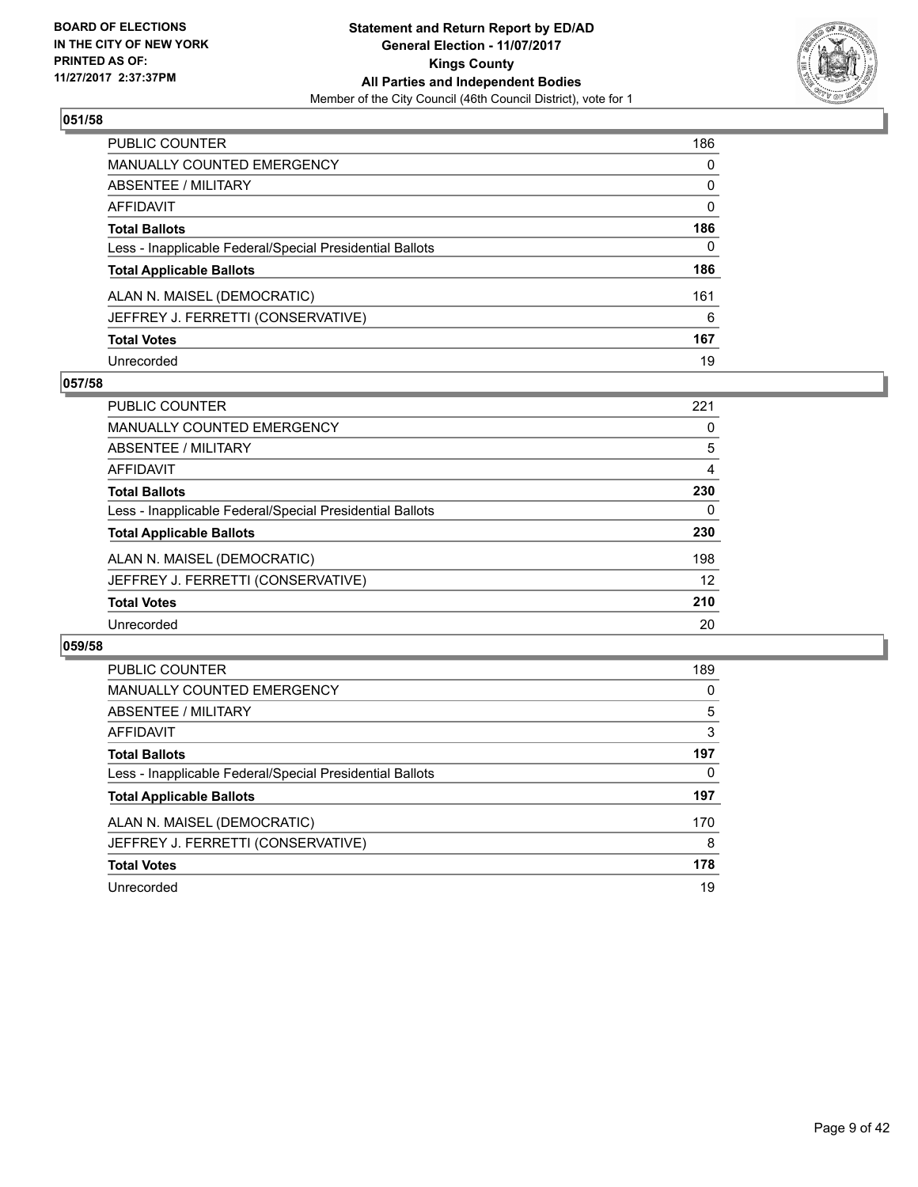BOARD OF ELECTIONS
IN THE CITY OF NEW YORK
PRINTED AS OF:
11/27/2017 2:37:37PM

**Statement and Return Report by ED/AD**
**General Election - 11/07/2017**
**Kings County**
**All Parties and Independent Bodies**
Member of the City Council (46th Council District), vote for 1

## 051/58

| | |
|---|---|
| PUBLIC COUNTER | 186 |
| MANUALLY COUNTED EMERGENCY | 0 |
| ABSENTEE / MILITARY | 0 |
| AFFIDAVIT | 0 |
| **Total Ballots** | **186** |
| Less - Inapplicable Federal/Special Presidential Ballots | 0 |
| **Total Applicable Ballots** | **186** |
| ALAN N. MAISEL (DEMOCRATIC) | 161 |
| JEFFREY J. FERRETTI (CONSERVATIVE) | 6 |
| **Total Votes** | **167** |
| Unrecorded | 19 |

## 057/58

| | |
|---|---|
| PUBLIC COUNTER | 221 |
| MANUALLY COUNTED EMERGENCY | 0 |
| ABSENTEE / MILITARY | 5 |
| AFFIDAVIT | 4 |
| **Total Ballots** | **230** |
| Less - Inapplicable Federal/Special Presidential Ballots | 0 |
| **Total Applicable Ballots** | **230** |
| ALAN N. MAISEL (DEMOCRATIC) | 198 |
| JEFFREY J. FERRETTI (CONSERVATIVE) | 12 |
| **Total Votes** | **210** |
| Unrecorded | 20 |

## 059/58

| | |
|---|---|
| PUBLIC COUNTER | 189 |
| MANUALLY COUNTED EMERGENCY | 0 |
| ABSENTEE / MILITARY | 5 |
| AFFIDAVIT | 3 |
| **Total Ballots** | **197** |
| Less - Inapplicable Federal/Special Presidential Ballots | 0 |
| **Total Applicable Ballots** | **197** |
| ALAN N. MAISEL (DEMOCRATIC) | 170 |
| JEFFREY J. FERRETTI (CONSERVATIVE) | 8 |
| **Total Votes** | **178** |
| Unrecorded | 19 |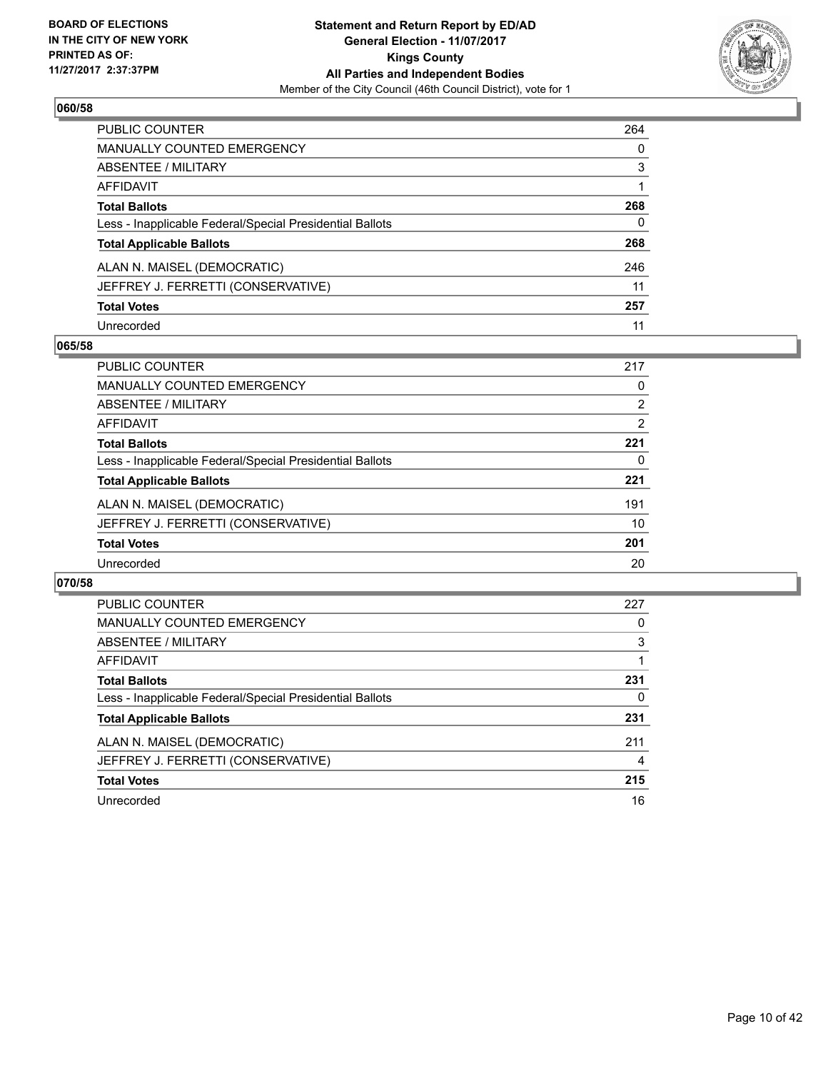## 060/58

| | |
|---|---|
| PUBLIC COUNTER | 264 |
| MANUALLY COUNTED EMERGENCY | 0 |
| ABSENTEE / MILITARY | 3 |
| AFFIDAVIT | 1 |
| **Total Ballots** | **268** |
| Less - Inapplicable Federal/Special Presidential Ballots | 0 |
| **Total Applicable Ballots** | **268** |
| ALAN N. MAISEL (DEMOCRATIC) | 246 |
| JEFFREY J. FERRETTI (CONSERVATIVE) | 11 |
| **Total Votes** | **257** |
| Unrecorded | 11 |

## 065/58

| | |
|---|---|
| PUBLIC COUNTER | 217 |
| MANUALLY COUNTED EMERGENCY | 0 |
| ABSENTEE / MILITARY | 2 |
| AFFIDAVIT | 2 |
| **Total Ballots** | **221** |
| Less - Inapplicable Federal/Special Presidential Ballots | 0 |
| **Total Applicable Ballots** | **221** |
| ALAN N. MAISEL (DEMOCRATIC) | 191 |
| JEFFREY J. FERRETTI (CONSERVATIVE) | 10 |
| **Total Votes** | **201** |
| Unrecorded | 20 |

## 070/58

| | |
|---|---|
| PUBLIC COUNTER | 227 |
| MANUALLY COUNTED EMERGENCY | 0 |
| ABSENTEE / MILITARY | 3 |
| AFFIDAVIT | 1 |
| **Total Ballots** | **231** |
| Less - Inapplicable Federal/Special Presidential Ballots | 0 |
| **Total Applicable Ballots** | **231** |
| ALAN N. MAISEL (DEMOCRATIC) | 211 |
| JEFFREY J. FERRETTI (CONSERVATIVE) | 4 |
| **Total Votes** | **215** |
| Unrecorded | 16 |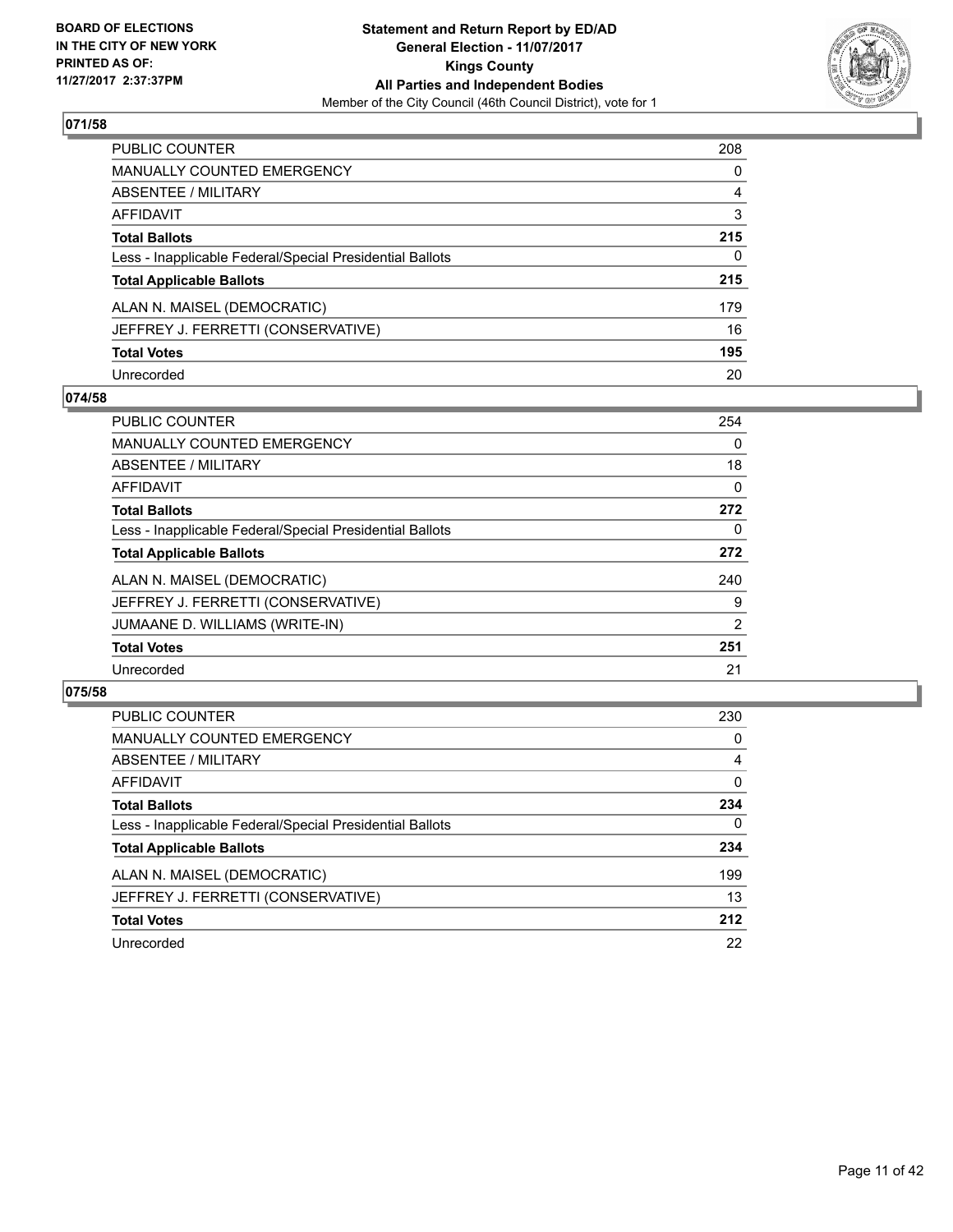## 071/58

| | |
|---|---|
| PUBLIC COUNTER | 208 |
| MANUALLY COUNTED EMERGENCY | 0 |
| ABSENTEE / MILITARY | 4 |
| AFFIDAVIT | 3 |
| **Total Ballots** | **215** |
| Less - Inapplicable Federal/Special Presidential Ballots | 0 |
| **Total Applicable Ballots** | **215** |
| ALAN N. MAISEL (DEMOCRATIC) | 179 |
| JEFFREY J. FERRETTI (CONSERVATIVE) | 16 |
| **Total Votes** | **195** |
| Unrecorded | 20 |

## 074/58

| | |
|---|---|
| PUBLIC COUNTER | 254 |
| MANUALLY COUNTED EMERGENCY | 0 |
| ABSENTEE / MILITARY | 18 |
| AFFIDAVIT | 0 |
| **Total Ballots** | **272** |
| Less - Inapplicable Federal/Special Presidential Ballots | 0 |
| **Total Applicable Ballots** | **272** |
| ALAN N. MAISEL (DEMOCRATIC) | 240 |
| JEFFREY J. FERRETTI (CONSERVATIVE) | 9 |
| JUMAANE D. WILLIAMS (WRITE-IN) | 2 |
| **Total Votes** | **251** |
| Unrecorded | 21 |

## 075/58

| | |
|---|---|
| PUBLIC COUNTER | 230 |
| MANUALLY COUNTED EMERGENCY | 0 |
| ABSENTEE / MILITARY | 4 |
| AFFIDAVIT | 0 |
| **Total Ballots** | **234** |
| Less - Inapplicable Federal/Special Presidential Ballots | 0 |
| **Total Applicable Ballots** | **234** |
| ALAN N. MAISEL (DEMOCRATIC) | 199 |
| JEFFREY J. FERRETTI (CONSERVATIVE) | 13 |
| **Total Votes** | **212** |
| Unrecorded | 22 |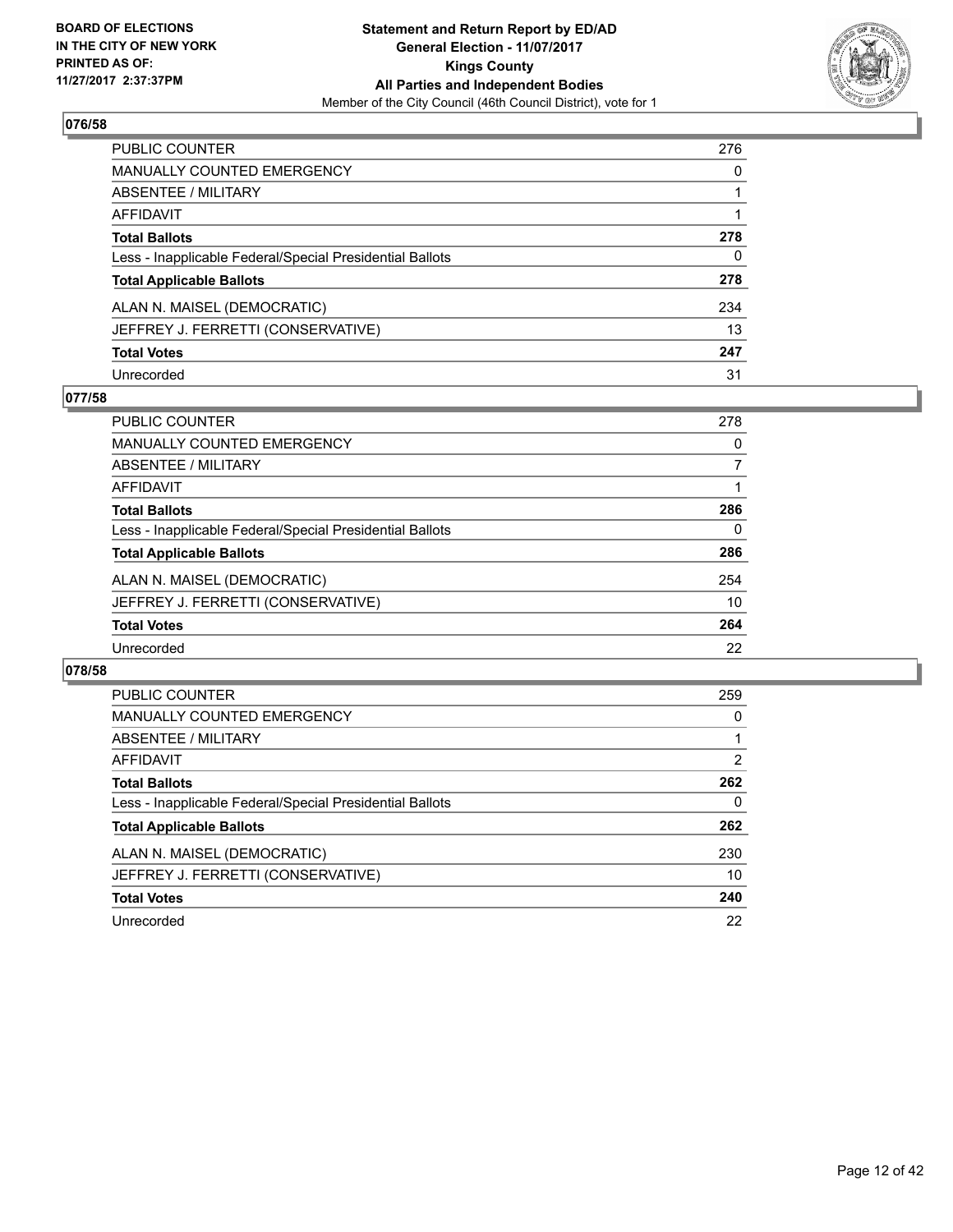BOARD OF ELECTIONS
IN THE CITY OF NEW YORK
PRINTED AS OF:
11/27/2017 2:37:37PM

**Statement and Return Report by ED/AD**
**General Election - 11/07/2017**
**Kings County**
**All Parties and Independent Bodies**
Member of the City Council (46th Council District), vote for 1

## 076/58

| | |
|---|---|
| PUBLIC COUNTER | 276 |
| MANUALLY COUNTED EMERGENCY | 0 |
| ABSENTEE / MILITARY | 1 |
| AFFIDAVIT | 1 |
| **Total Ballots** | **278** |
| Less - Inapplicable Federal/Special Presidential Ballots | 0 |
| **Total Applicable Ballots** | **278** |
| ALAN N. MAISEL (DEMOCRATIC) | 234 |
| JEFFREY J. FERRETTI (CONSERVATIVE) | 13 |
| **Total Votes** | **247** |
| Unrecorded | 31 |

## 077/58

| | |
|---|---|
| PUBLIC COUNTER | 278 |
| MANUALLY COUNTED EMERGENCY | 0 |
| ABSENTEE / MILITARY | 7 |
| AFFIDAVIT | 1 |
| **Total Ballots** | **286** |
| Less - Inapplicable Federal/Special Presidential Ballots | 0 |
| **Total Applicable Ballots** | **286** |
| ALAN N. MAISEL (DEMOCRATIC) | 254 |
| JEFFREY J. FERRETTI (CONSERVATIVE) | 10 |
| **Total Votes** | **264** |
| Unrecorded | 22 |

## 078/58

| | |
|---|---|
| PUBLIC COUNTER | 259 |
| MANUALLY COUNTED EMERGENCY | 0 |
| ABSENTEE / MILITARY | 1 |
| AFFIDAVIT | 2 |
| **Total Ballots** | **262** |
| Less - Inapplicable Federal/Special Presidential Ballots | 0 |
| **Total Applicable Ballots** | **262** |
| ALAN N. MAISEL (DEMOCRATIC) | 230 |
| JEFFREY J. FERRETTI (CONSERVATIVE) | 10 |
| **Total Votes** | **240** |
| Unrecorded | 22 |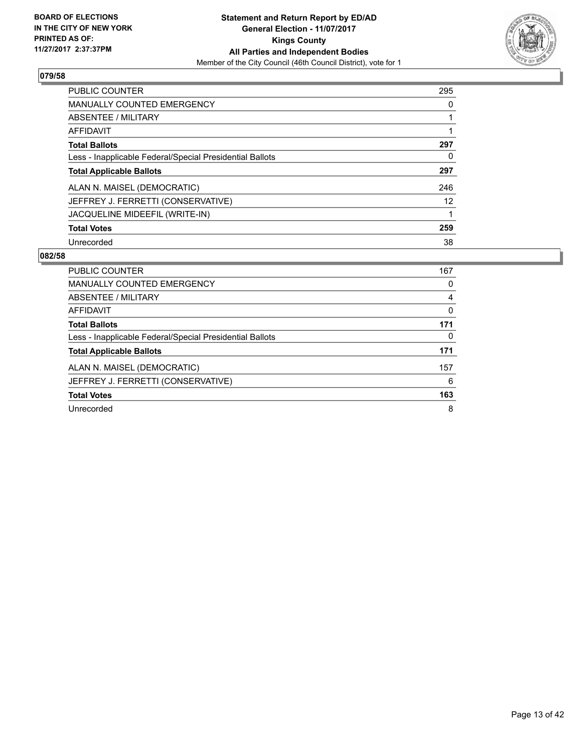BOARD OF ELECTIONS
IN THE CITY OF NEW YORK
PRINTED AS OF:
11/27/2017 2:37:37PM

**Statement and Return Report by ED/AD**
**General Election - 11/07/2017**
**Kings County**
**All Parties and Independent Bodies**
Member of the City Council (46th Council District), vote for 1

### 079/58

| | |
|---|---|
| PUBLIC COUNTER | 295 |
| MANUALLY COUNTED EMERGENCY | 0 |
| ABSENTEE / MILITARY | 1 |
| AFFIDAVIT | 1 |
| **Total Ballots** | **297** |
| Less - Inapplicable Federal/Special Presidential Ballots | 0 |
| **Total Applicable Ballots** | **297** |
| ALAN N. MAISEL (DEMOCRATIC) | 246 |
| JEFFREY J. FERRETTI (CONSERVATIVE) | 12 |
| JACQUELINE MIDEEFIL (WRITE-IN) | 1 |
| **Total Votes** | **259** |
| Unrecorded | 38 |

### 082/58

| | |
|---|---|
| PUBLIC COUNTER | 167 |
| MANUALLY COUNTED EMERGENCY | 0 |
| ABSENTEE / MILITARY | 4 |
| AFFIDAVIT | 0 |
| **Total Ballots** | **171** |
| Less - Inapplicable Federal/Special Presidential Ballots | 0 |
| **Total Applicable Ballots** | **171** |
| ALAN N. MAISEL (DEMOCRATIC) | 157 |
| JEFFREY J. FERRETTI (CONSERVATIVE) | 6 |
| **Total Votes** | **163** |
| Unrecorded | 8 |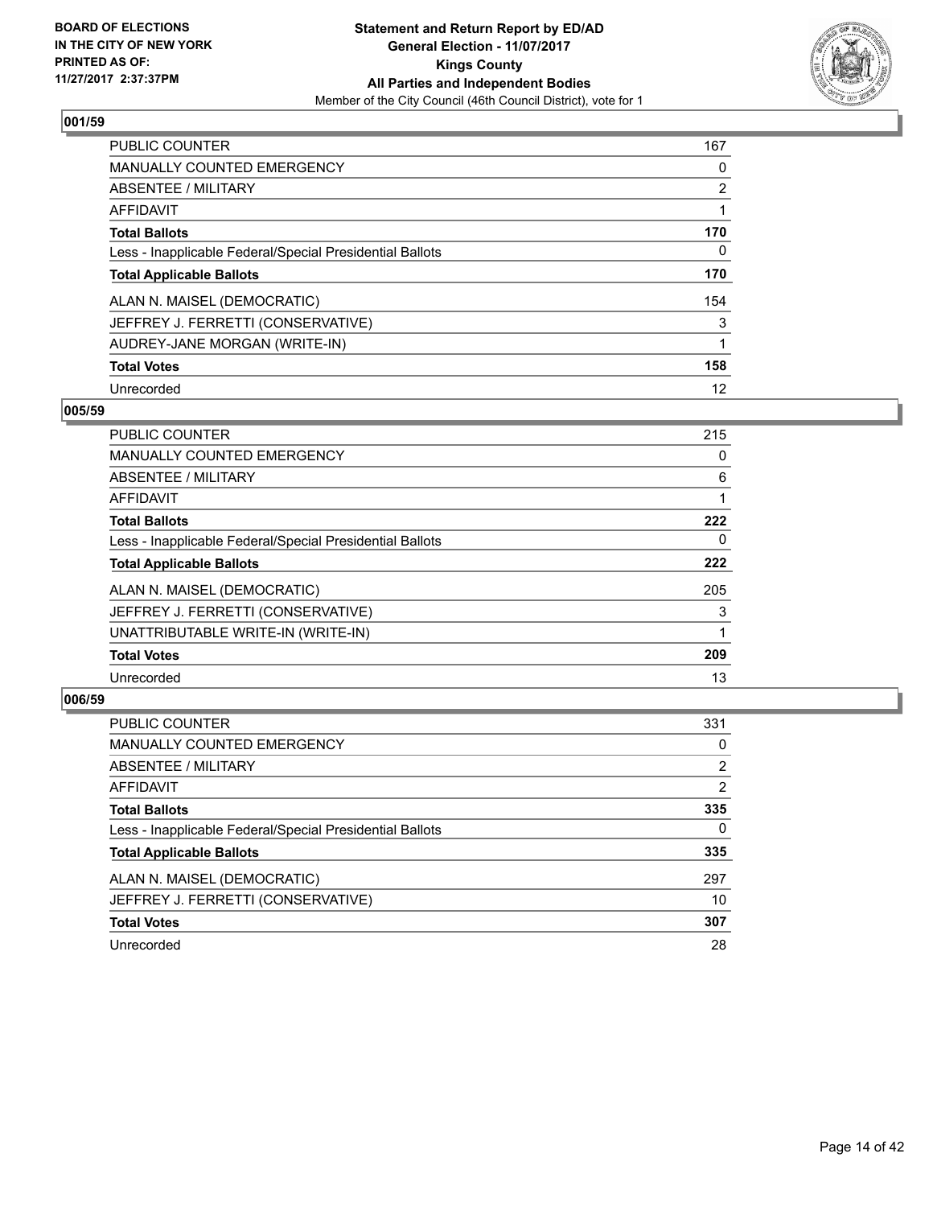**Statement and Return Report by ED/AD**
**General Election - 11/07/2017**
**Kings County**
**All Parties and Independent Bodies**
Member of the City Council (46th Council District), vote for 1

BOARD OF ELECTIONS IN THE CITY OF NEW YORK PRINTED AS OF: 11/27/2017 2:37:37PM

### 001/59

| | |
|---|---|
| PUBLIC COUNTER | 167 |
| MANUALLY COUNTED EMERGENCY | 0 |
| ABSENTEE / MILITARY | 2 |
| AFFIDAVIT | 1 |
| **Total Ballots** | **170** |
| Less - Inapplicable Federal/Special Presidential Ballots | 0 |
| **Total Applicable Ballots** | **170** |
| ALAN N. MAISEL (DEMOCRATIC) | 154 |
| JEFFREY J. FERRETTI (CONSERVATIVE) | 3 |
| AUDREY-JANE MORGAN (WRITE-IN) | 1 |
| **Total Votes** | **158** |
| Unrecorded | 12 |

### 005/59

| | |
|---|---|
| PUBLIC COUNTER | 215 |
| MANUALLY COUNTED EMERGENCY | 0 |
| ABSENTEE / MILITARY | 6 |
| AFFIDAVIT | 1 |
| **Total Ballots** | **222** |
| Less - Inapplicable Federal/Special Presidential Ballots | 0 |
| **Total Applicable Ballots** | **222** |
| ALAN N. MAISEL (DEMOCRATIC) | 205 |
| JEFFREY J. FERRETTI (CONSERVATIVE) | 3 |
| UNATTRIBUTABLE WRITE-IN (WRITE-IN) | 1 |
| **Total Votes** | **209** |
| Unrecorded | 13 |

### 006/59

| | |
|---|---|
| PUBLIC COUNTER | 331 |
| MANUALLY COUNTED EMERGENCY | 0 |
| ABSENTEE / MILITARY | 2 |
| AFFIDAVIT | 2 |
| **Total Ballots** | **335** |
| Less - Inapplicable Federal/Special Presidential Ballots | 0 |
| **Total Applicable Ballots** | **335** |
| ALAN N. MAISEL (DEMOCRATIC) | 297 |
| JEFFREY J. FERRETTI (CONSERVATIVE) | 10 |
| **Total Votes** | **307** |
| Unrecorded | 28 |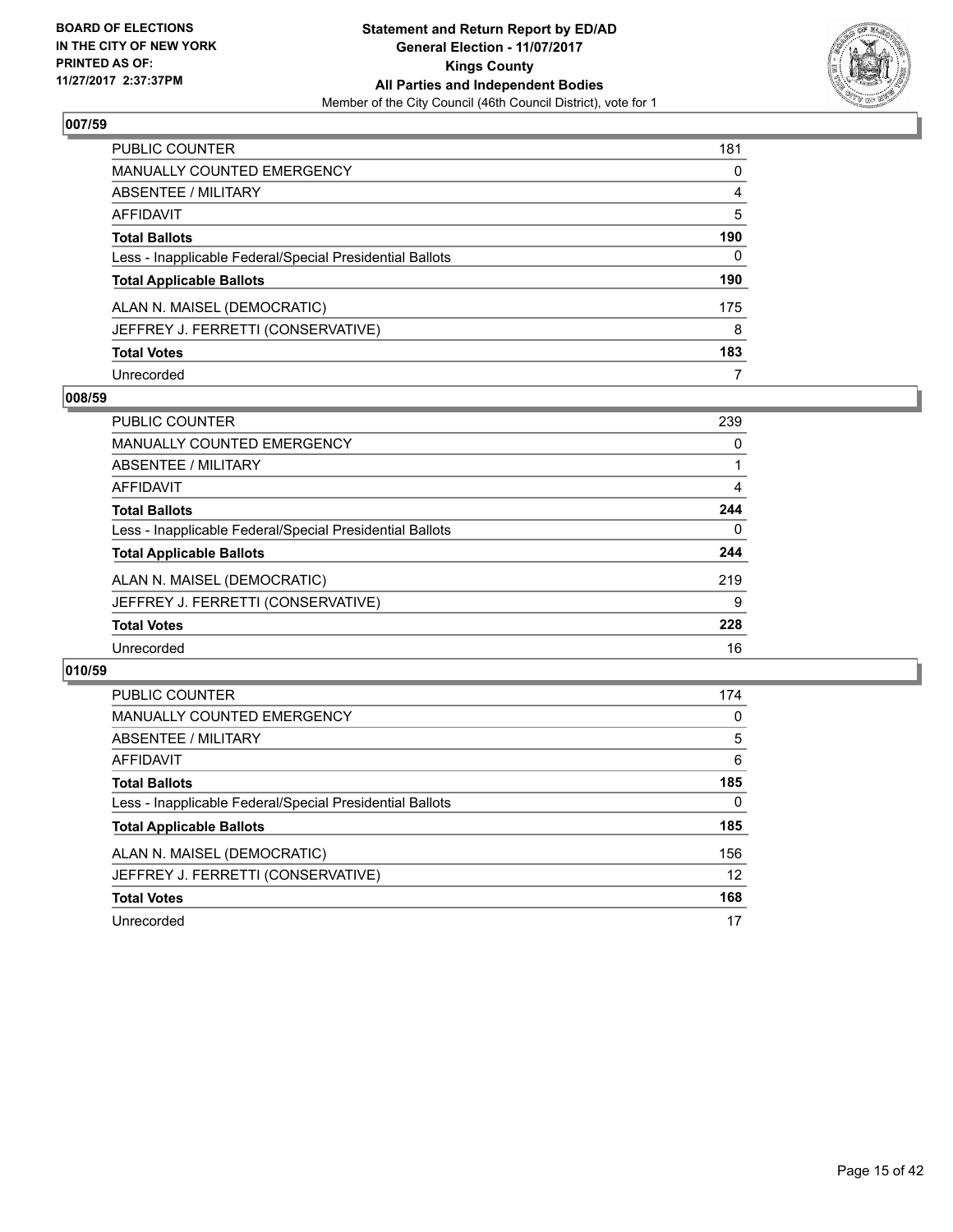## 007/59

| | |
|---|---|
| PUBLIC COUNTER | 181 |
| MANUALLY COUNTED EMERGENCY | 0 |
| ABSENTEE / MILITARY | 4 |
| AFFIDAVIT | 5 |
| **Total Ballots** | **190** |
| Less - Inapplicable Federal/Special Presidential Ballots | 0 |
| **Total Applicable Ballots** | **190** |
| ALAN N. MAISEL (DEMOCRATIC) | 175 |
| JEFFREY J. FERRETTI (CONSERVATIVE) | 8 |
| **Total Votes** | **183** |
| Unrecorded | 7 |

## 008/59

| | |
|---|---|
| PUBLIC COUNTER | 239 |
| MANUALLY COUNTED EMERGENCY | 0 |
| ABSENTEE / MILITARY | 1 |
| AFFIDAVIT | 4 |
| **Total Ballots** | **244** |
| Less - Inapplicable Federal/Special Presidential Ballots | 0 |
| **Total Applicable Ballots** | **244** |
| ALAN N. MAISEL (DEMOCRATIC) | 219 |
| JEFFREY J. FERRETTI (CONSERVATIVE) | 9 |
| **Total Votes** | **228** |
| Unrecorded | 16 |

## 010/59

| | |
|---|---|
| PUBLIC COUNTER | 174 |
| MANUALLY COUNTED EMERGENCY | 0 |
| ABSENTEE / MILITARY | 5 |
| AFFIDAVIT | 6 |
| **Total Ballots** | **185** |
| Less - Inapplicable Federal/Special Presidential Ballots | 0 |
| **Total Applicable Ballots** | **185** |
| ALAN N. MAISEL (DEMOCRATIC) | 156 |
| JEFFREY J. FERRETTI (CONSERVATIVE) | 12 |
| **Total Votes** | **168** |
| Unrecorded | 17 |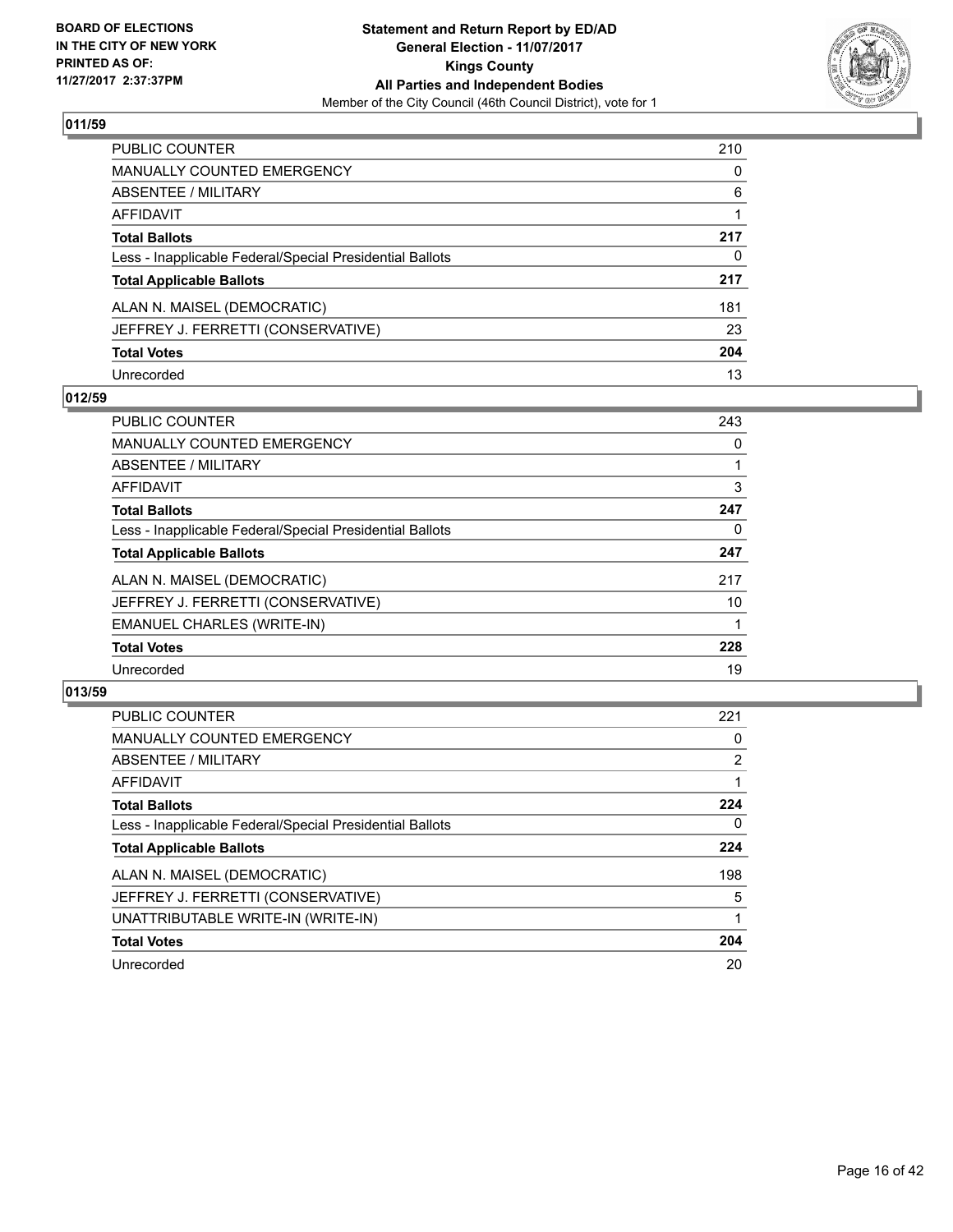**Statement and Return Report by ED/AD**
**General Election - 11/07/2017**
**Kings County**
**All Parties and Independent Bodies**
Member of the City Council (46th Council District), vote for 1

BOARD OF ELECTIONS IN THE CITY OF NEW YORK PRINTED AS OF: 11/27/2017 2:37:37PM

## 011/59

| | |
|---|---|
| PUBLIC COUNTER | 210 |
| MANUALLY COUNTED EMERGENCY | 0 |
| ABSENTEE / MILITARY | 6 |
| AFFIDAVIT | 1 |
| **Total Ballots** | **217** |
| Less - Inapplicable Federal/Special Presidential Ballots | 0 |
| **Total Applicable Ballots** | **217** |
| ALAN N. MAISEL (DEMOCRATIC) | 181 |
| JEFFREY J. FERRETTI (CONSERVATIVE) | 23 |
| **Total Votes** | **204** |
| Unrecorded | 13 |

## 012/59

| | |
|---|---|
| PUBLIC COUNTER | 243 |
| MANUALLY COUNTED EMERGENCY | 0 |
| ABSENTEE / MILITARY | 1 |
| AFFIDAVIT | 3 |
| **Total Ballots** | **247** |
| Less - Inapplicable Federal/Special Presidential Ballots | 0 |
| **Total Applicable Ballots** | **247** |
| ALAN N. MAISEL (DEMOCRATIC) | 217 |
| JEFFREY J. FERRETTI (CONSERVATIVE) | 10 |
| EMANUEL CHARLES (WRITE-IN) | 1 |
| **Total Votes** | **228** |
| Unrecorded | 19 |

## 013/59

| | |
|---|---|
| PUBLIC COUNTER | 221 |
| MANUALLY COUNTED EMERGENCY | 0 |
| ABSENTEE / MILITARY | 2 |
| AFFIDAVIT | 1 |
| **Total Ballots** | **224** |
| Less - Inapplicable Federal/Special Presidential Ballots | 0 |
| **Total Applicable Ballots** | **224** |
| ALAN N. MAISEL (DEMOCRATIC) | 198 |
| JEFFREY J. FERRETTI (CONSERVATIVE) | 5 |
| UNATTRIBUTABLE WRITE-IN (WRITE-IN) | 1 |
| **Total Votes** | **204** |
| Unrecorded | 20 |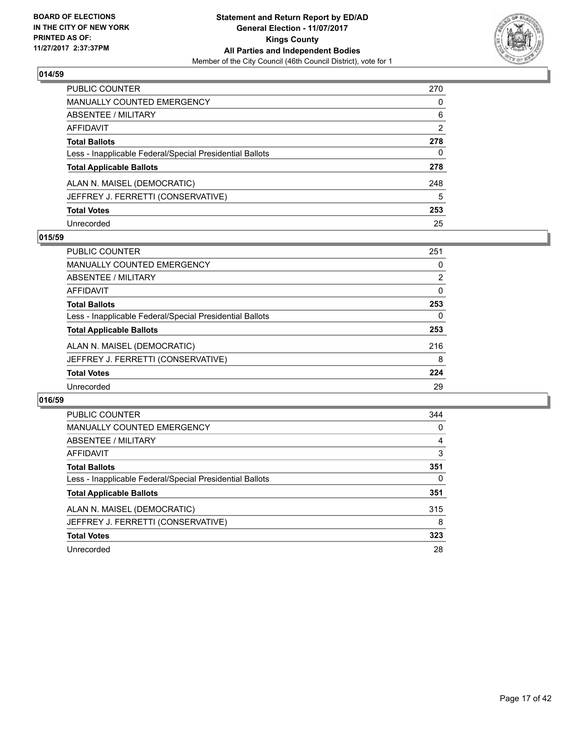## 014/59

| | |
|---|---|
| PUBLIC COUNTER | 270 |
| MANUALLY COUNTED EMERGENCY | 0 |
| ABSENTEE / MILITARY | 6 |
| AFFIDAVIT | 2 |
| **Total Ballots** | **278** |
| Less - Inapplicable Federal/Special Presidential Ballots | 0 |
| **Total Applicable Ballots** | **278** |
| ALAN N. MAISEL (DEMOCRATIC) | 248 |
| JEFFREY J. FERRETTI (CONSERVATIVE) | 5 |
| **Total Votes** | **253** |
| Unrecorded | 25 |

## 015/59

| | |
|---|---|
| PUBLIC COUNTER | 251 |
| MANUALLY COUNTED EMERGENCY | 0 |
| ABSENTEE / MILITARY | 2 |
| AFFIDAVIT | 0 |
| **Total Ballots** | **253** |
| Less - Inapplicable Federal/Special Presidential Ballots | 0 |
| **Total Applicable Ballots** | **253** |
| ALAN N. MAISEL (DEMOCRATIC) | 216 |
| JEFFREY J. FERRETTI (CONSERVATIVE) | 8 |
| **Total Votes** | **224** |
| Unrecorded | 29 |

## 016/59

| | |
|---|---|
| PUBLIC COUNTER | 344 |
| MANUALLY COUNTED EMERGENCY | 0 |
| ABSENTEE / MILITARY | 4 |
| AFFIDAVIT | 3 |
| **Total Ballots** | **351** |
| Less - Inapplicable Federal/Special Presidential Ballots | 0 |
| **Total Applicable Ballots** | **351** |
| ALAN N. MAISEL (DEMOCRATIC) | 315 |
| JEFFREY J. FERRETTI (CONSERVATIVE) | 8 |
| **Total Votes** | **323** |
| Unrecorded | 28 |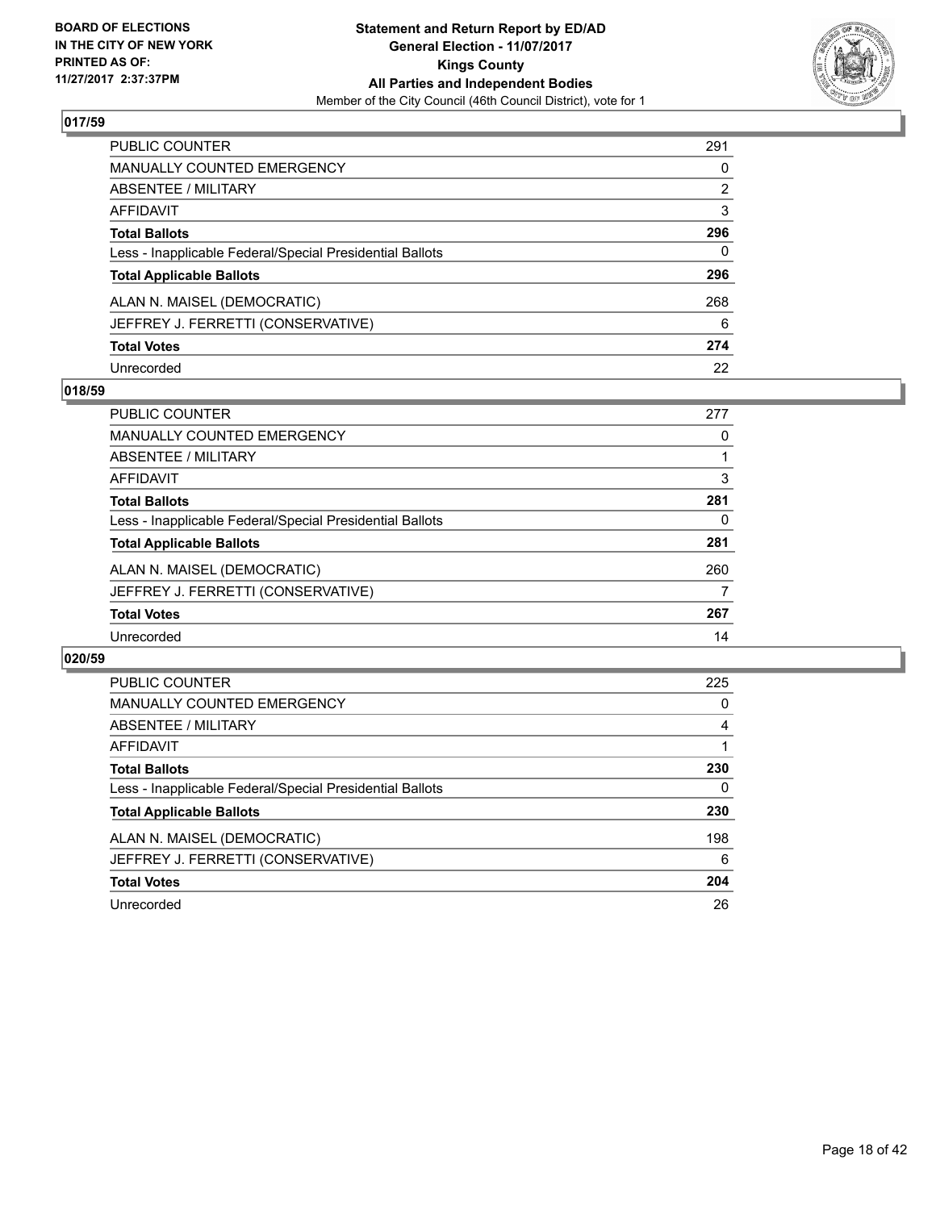**BOARD OF ELECTIONS IN THE CITY OF NEW YORK PRINTED AS OF: 11/27/2017 2:37:37PM**

**Statement and Return Report by ED/AD**
**General Election - 11/07/2017**
**Kings County**
**All Parties and Independent Bodies**
Member of the City Council (46th Council District), vote for 1

## 017/59

| | |
|---|---|
| PUBLIC COUNTER | 291 |
| MANUALLY COUNTED EMERGENCY | 0 |
| ABSENTEE / MILITARY | 2 |
| AFFIDAVIT | 3 |
| **Total Ballots** | **296** |
| Less - Inapplicable Federal/Special Presidential Ballots | 0 |
| **Total Applicable Ballots** | **296** |
| ALAN N. MAISEL (DEMOCRATIC) | 268 |
| JEFFREY J. FERRETTI (CONSERVATIVE) | 6 |
| **Total Votes** | **274** |
| Unrecorded | 22 |

## 018/59

| | |
|---|---|
| PUBLIC COUNTER | 277 |
| MANUALLY COUNTED EMERGENCY | 0 |
| ABSENTEE / MILITARY | 1 |
| AFFIDAVIT | 3 |
| **Total Ballots** | **281** |
| Less - Inapplicable Federal/Special Presidential Ballots | 0 |
| **Total Applicable Ballots** | **281** |
| ALAN N. MAISEL (DEMOCRATIC) | 260 |
| JEFFREY J. FERRETTI (CONSERVATIVE) | 7 |
| **Total Votes** | **267** |
| Unrecorded | 14 |

## 020/59

| | |
|---|---|
| PUBLIC COUNTER | 225 |
| MANUALLY COUNTED EMERGENCY | 0 |
| ABSENTEE / MILITARY | 4 |
| AFFIDAVIT | 1 |
| **Total Ballots** | **230** |
| Less - Inapplicable Federal/Special Presidential Ballots | 0 |
| **Total Applicable Ballots** | **230** |
| ALAN N. MAISEL (DEMOCRATIC) | 198 |
| JEFFREY J. FERRETTI (CONSERVATIVE) | 6 |
| **Total Votes** | **204** |
| Unrecorded | 26 |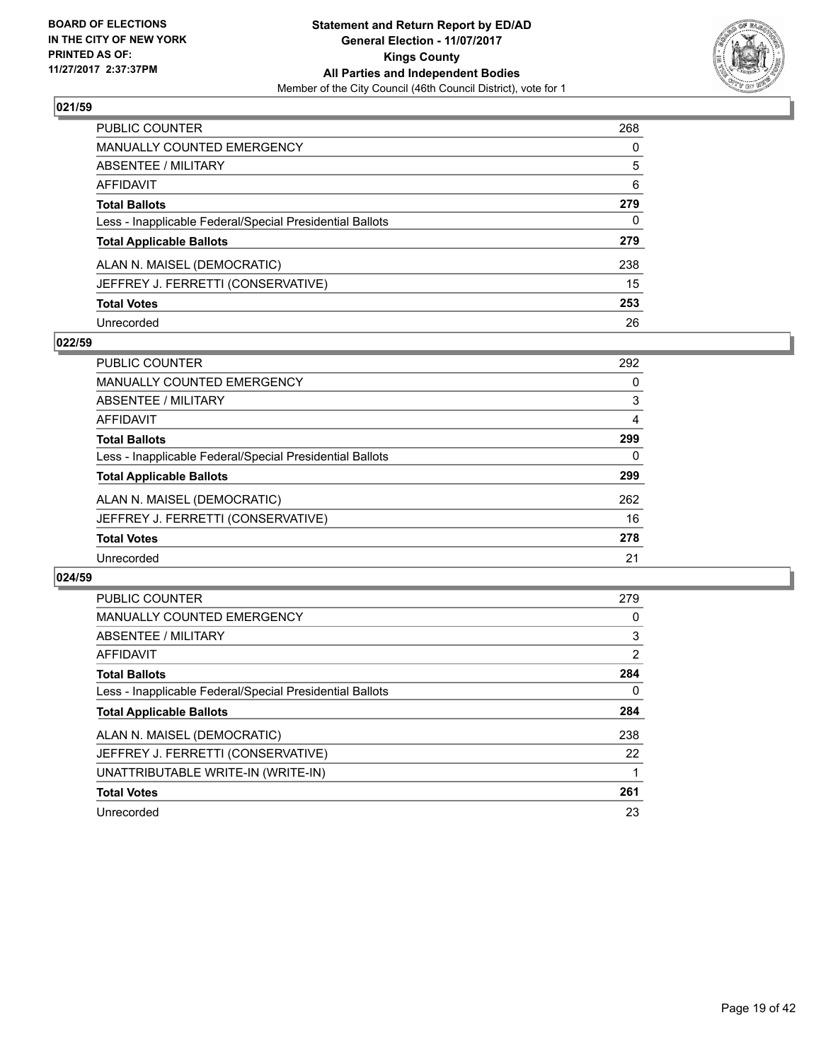## 021/59

| | |
|---|---|
| PUBLIC COUNTER | 268 |
| MANUALLY COUNTED EMERGENCY | 0 |
| ABSENTEE / MILITARY | 5 |
| AFFIDAVIT | 6 |
| **Total Ballots** | **279** |
| Less - Inapplicable Federal/Special Presidential Ballots | 0 |
| **Total Applicable Ballots** | **279** |
| ALAN N. MAISEL (DEMOCRATIC) | 238 |
| JEFFREY J. FERRETTI (CONSERVATIVE) | 15 |
| **Total Votes** | **253** |
| Unrecorded | 26 |

## 022/59

| | |
|---|---|
| PUBLIC COUNTER | 292 |
| MANUALLY COUNTED EMERGENCY | 0 |
| ABSENTEE / MILITARY | 3 |
| AFFIDAVIT | 4 |
| **Total Ballots** | **299** |
| Less - Inapplicable Federal/Special Presidential Ballots | 0 |
| **Total Applicable Ballots** | **299** |
| ALAN N. MAISEL (DEMOCRATIC) | 262 |
| JEFFREY J. FERRETTI (CONSERVATIVE) | 16 |
| **Total Votes** | **278** |
| Unrecorded | 21 |

## 024/59

| | |
|---|---|
| PUBLIC COUNTER | 279 |
| MANUALLY COUNTED EMERGENCY | 0 |
| ABSENTEE / MILITARY | 3 |
| AFFIDAVIT | 2 |
| **Total Ballots** | **284** |
| Less - Inapplicable Federal/Special Presidential Ballots | 0 |
| **Total Applicable Ballots** | **284** |
| ALAN N. MAISEL (DEMOCRATIC) | 238 |
| JEFFREY J. FERRETTI (CONSERVATIVE) | 22 |
| UNATTRIBUTABLE WRITE-IN (WRITE-IN) | 1 |
| **Total Votes** | **261** |
| Unrecorded | 23 |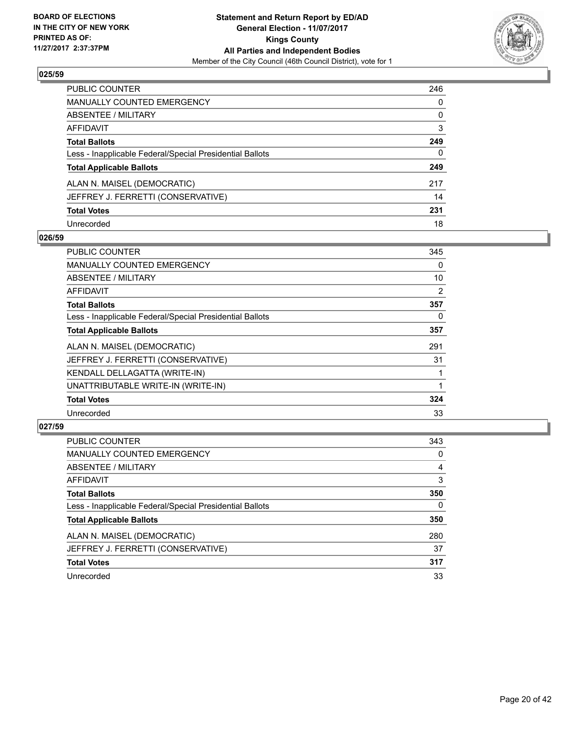**BOARD OF ELECTIONS IN THE CITY OF NEW YORK PRINTED AS OF: 11/27/2017 2:37:37PM**

**Statement and Return Report by ED/AD General Election - 11/07/2017 Kings County All Parties and Independent Bodies**
Member of the City Council (46th Council District), vote for 1

### 025/59

| | |
|---|---|
| PUBLIC COUNTER | 246 |
| MANUALLY COUNTED EMERGENCY | 0 |
| ABSENTEE / MILITARY | 0 |
| AFFIDAVIT | 3 |
| **Total Ballots** | **249** |
| Less - Inapplicable Federal/Special Presidential Ballots | 0 |
| **Total Applicable Ballots** | **249** |
| ALAN N. MAISEL (DEMOCRATIC) | 217 |
| JEFFREY J. FERRETTI (CONSERVATIVE) | 14 |
| **Total Votes** | **231** |
| Unrecorded | 18 |

### 026/59

| | |
|---|---|
| PUBLIC COUNTER | 345 |
| MANUALLY COUNTED EMERGENCY | 0 |
| ABSENTEE / MILITARY | 10 |
| AFFIDAVIT | 2 |
| **Total Ballots** | **357** |
| Less - Inapplicable Federal/Special Presidential Ballots | 0 |
| **Total Applicable Ballots** | **357** |
| ALAN N. MAISEL (DEMOCRATIC) | 291 |
| JEFFREY J. FERRETTI (CONSERVATIVE) | 31 |
| KENDALL DELLAGATTA (WRITE-IN) | 1 |
| UNATTRIBUTABLE WRITE-IN (WRITE-IN) | 1 |
| **Total Votes** | **324** |
| Unrecorded | 33 |

### 027/59

| | |
|---|---|
| PUBLIC COUNTER | 343 |
| MANUALLY COUNTED EMERGENCY | 0 |
| ABSENTEE / MILITARY | 4 |
| AFFIDAVIT | 3 |
| **Total Ballots** | **350** |
| Less - Inapplicable Federal/Special Presidential Ballots | 0 |
| **Total Applicable Ballots** | **350** |
| ALAN N. MAISEL (DEMOCRATIC) | 280 |
| JEFFREY J. FERRETTI (CONSERVATIVE) | 37 |
| **Total Votes** | **317** |
| Unrecorded | 33 |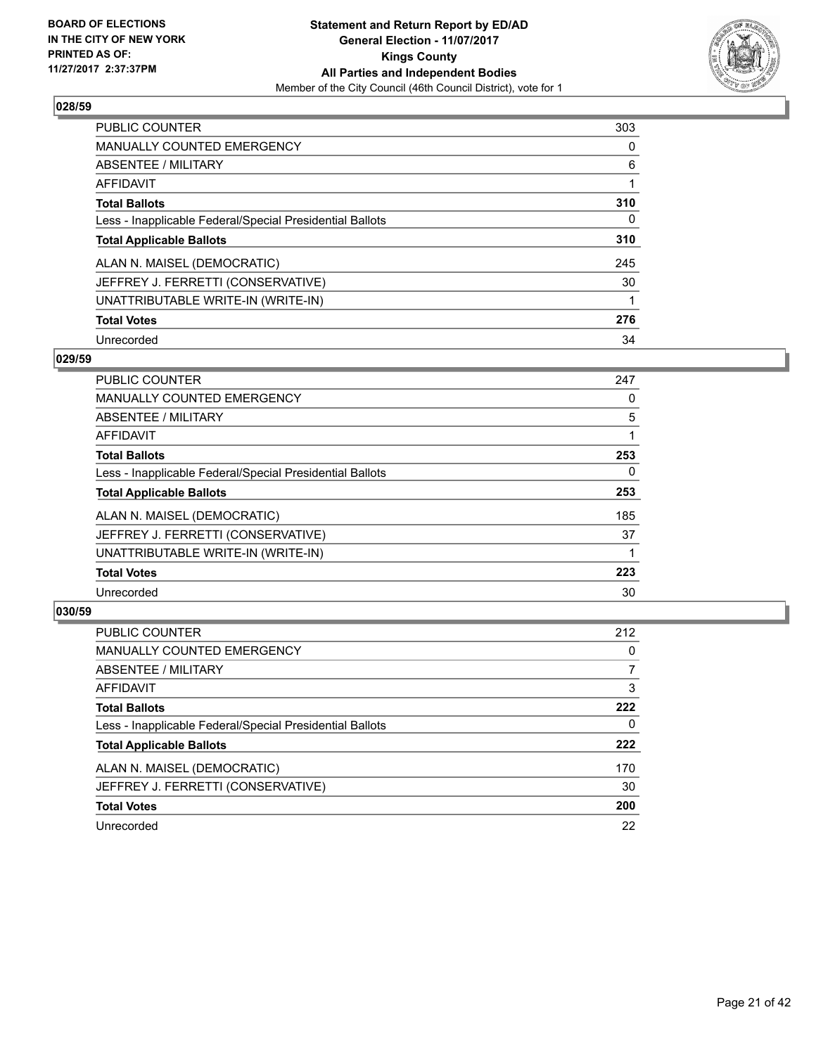BOARD OF ELECTIONS
IN THE CITY OF NEW YORK
PRINTED AS OF:
11/27/2017 2:37:37PM

**Statement and Return Report by ED/AD**
**General Election - 11/07/2017**
**Kings County**
**All Parties and Independent Bodies**
Member of the City Council (46th Council District), vote for 1

### 028/59

| | |
|---|---|
| PUBLIC COUNTER | 303 |
| MANUALLY COUNTED EMERGENCY | 0 |
| ABSENTEE / MILITARY | 6 |
| AFFIDAVIT | 1 |
| **Total Ballots** | **310** |
| Less - Inapplicable Federal/Special Presidential Ballots | 0 |
| **Total Applicable Ballots** | **310** |
| ALAN N. MAISEL (DEMOCRATIC) | 245 |
| JEFFREY J. FERRETTI (CONSERVATIVE) | 30 |
| UNATTRIBUTABLE WRITE-IN (WRITE-IN) | 1 |
| **Total Votes** | **276** |
| Unrecorded | 34 |

### 029/59

| | |
|---|---|
| PUBLIC COUNTER | 247 |
| MANUALLY COUNTED EMERGENCY | 0 |
| ABSENTEE / MILITARY | 5 |
| AFFIDAVIT | 1 |
| **Total Ballots** | **253** |
| Less - Inapplicable Federal/Special Presidential Ballots | 0 |
| **Total Applicable Ballots** | **253** |
| ALAN N. MAISEL (DEMOCRATIC) | 185 |
| JEFFREY J. FERRETTI (CONSERVATIVE) | 37 |
| UNATTRIBUTABLE WRITE-IN (WRITE-IN) | 1 |
| **Total Votes** | **223** |
| Unrecorded | 30 |

### 030/59

| | |
|---|---|
| PUBLIC COUNTER | 212 |
| MANUALLY COUNTED EMERGENCY | 0 |
| ABSENTEE / MILITARY | 7 |
| AFFIDAVIT | 3 |
| **Total Ballots** | **222** |
| Less - Inapplicable Federal/Special Presidential Ballots | 0 |
| **Total Applicable Ballots** | **222** |
| ALAN N. MAISEL (DEMOCRATIC) | 170 |
| JEFFREY J. FERRETTI (CONSERVATIVE) | 30 |
| **Total Votes** | **200** |
| Unrecorded | 22 |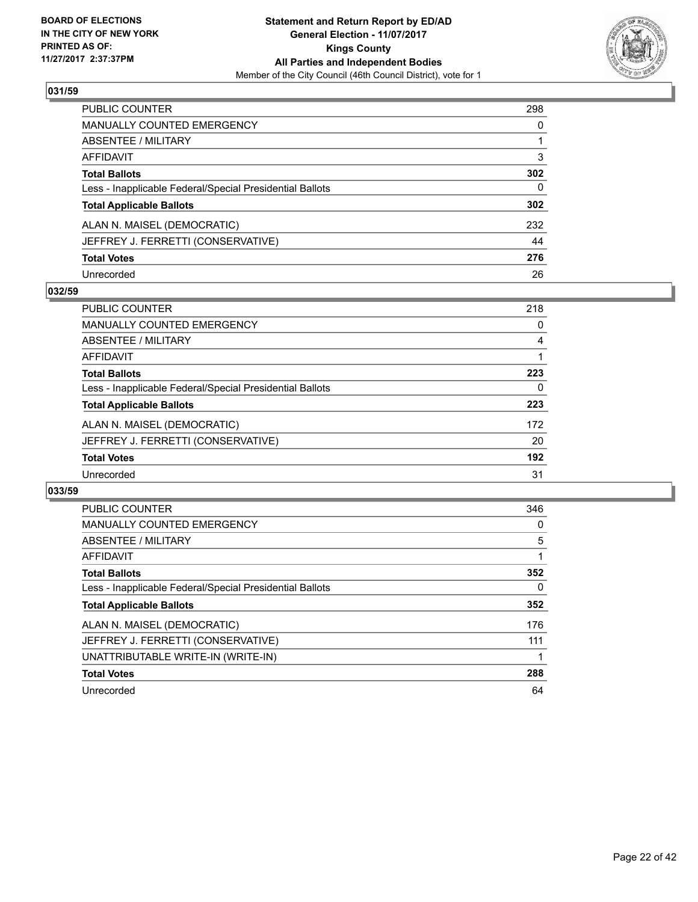BOARD OF ELECTIONS
IN THE CITY OF NEW YORK
PRINTED AS OF:
11/27/2017 2:37:37PM

**Statement and Return Report by ED/AD**
**General Election - 11/07/2017**
**Kings County**
**All Parties and Independent Bodies**
Member of the City Council (46th Council District), vote for 1

### 031/59

| | |
|---|---|
| PUBLIC COUNTER | 298 |
| MANUALLY COUNTED EMERGENCY | 0 |
| ABSENTEE / MILITARY | 1 |
| AFFIDAVIT | 3 |
| **Total Ballots** | **302** |
| Less - Inapplicable Federal/Special Presidential Ballots | 0 |
| **Total Applicable Ballots** | **302** |
| ALAN N. MAISEL (DEMOCRATIC) | 232 |
| JEFFREY J. FERRETTI (CONSERVATIVE) | 44 |
| **Total Votes** | **276** |
| Unrecorded | 26 |

### 032/59

| | |
|---|---|
| PUBLIC COUNTER | 218 |
| MANUALLY COUNTED EMERGENCY | 0 |
| ABSENTEE / MILITARY | 4 |
| AFFIDAVIT | 1 |
| **Total Ballots** | **223** |
| Less - Inapplicable Federal/Special Presidential Ballots | 0 |
| **Total Applicable Ballots** | **223** |
| ALAN N. MAISEL (DEMOCRATIC) | 172 |
| JEFFREY J. FERRETTI (CONSERVATIVE) | 20 |
| **Total Votes** | **192** |
| Unrecorded | 31 |

### 033/59

| | |
|---|---|
| PUBLIC COUNTER | 346 |
| MANUALLY COUNTED EMERGENCY | 0 |
| ABSENTEE / MILITARY | 5 |
| AFFIDAVIT | 1 |
| **Total Ballots** | **352** |
| Less - Inapplicable Federal/Special Presidential Ballots | 0 |
| **Total Applicable Ballots** | **352** |
| ALAN N. MAISEL (DEMOCRATIC) | 176 |
| JEFFREY J. FERRETTI (CONSERVATIVE) | 111 |
| UNATTRIBUTABLE WRITE-IN (WRITE-IN) | 1 |
| **Total Votes** | **288** |
| Unrecorded | 64 |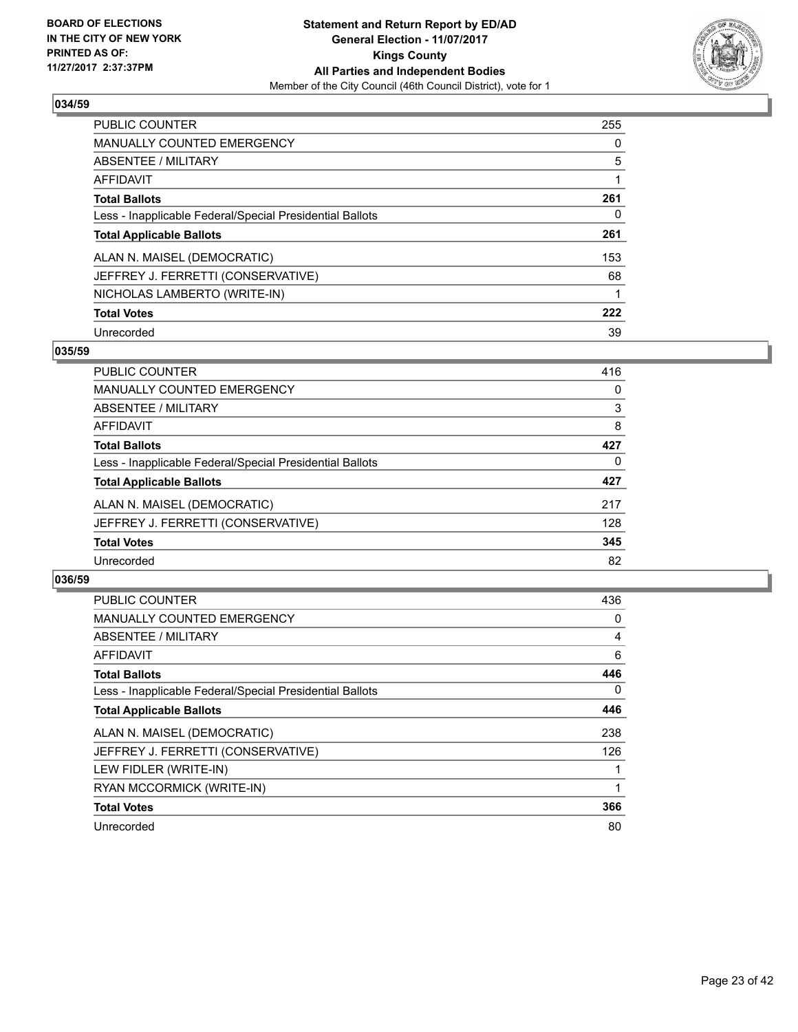**BOARD OF ELECTIONS IN THE CITY OF NEW YORK PRINTED AS OF: 11/27/2017 2:37:37PM**

**Statement and Return Report by ED/AD**
**General Election - 11/07/2017**
**Kings County**
**All Parties and Independent Bodies**
Member of the City Council (46th Council District), vote for 1

## 034/59

| | |
|---|---|
| PUBLIC COUNTER | 255 |
| MANUALLY COUNTED EMERGENCY | 0 |
| ABSENTEE / MILITARY | 5 |
| AFFIDAVIT | 1 |
| **Total Ballots** | **261** |
| Less - Inapplicable Federal/Special Presidential Ballots | 0 |
| **Total Applicable Ballots** | **261** |
| ALAN N. MAISEL (DEMOCRATIC) | 153 |
| JEFFREY J. FERRETTI (CONSERVATIVE) | 68 |
| NICHOLAS LAMBERTO (WRITE-IN) | 1 |
| **Total Votes** | **222** |
| Unrecorded | 39 |

## 035/59

| | |
|---|---|
| PUBLIC COUNTER | 416 |
| MANUALLY COUNTED EMERGENCY | 0 |
| ABSENTEE / MILITARY | 3 |
| AFFIDAVIT | 8 |
| **Total Ballots** | **427** |
| Less - Inapplicable Federal/Special Presidential Ballots | 0 |
| **Total Applicable Ballots** | **427** |
| ALAN N. MAISEL (DEMOCRATIC) | 217 |
| JEFFREY J. FERRETTI (CONSERVATIVE) | 128 |
| **Total Votes** | **345** |
| Unrecorded | 82 |

## 036/59

| | |
|---|---|
| PUBLIC COUNTER | 436 |
| MANUALLY COUNTED EMERGENCY | 0 |
| ABSENTEE / MILITARY | 4 |
| AFFIDAVIT | 6 |
| **Total Ballots** | **446** |
| Less - Inapplicable Federal/Special Presidential Ballots | 0 |
| **Total Applicable Ballots** | **446** |
| ALAN N. MAISEL (DEMOCRATIC) | 238 |
| JEFFREY J. FERRETTI (CONSERVATIVE) | 126 |
| LEW FIDLER (WRITE-IN) | 1 |
| RYAN MCCORMICK (WRITE-IN) | 1 |
| **Total Votes** | **366** |
| Unrecorded | 80 |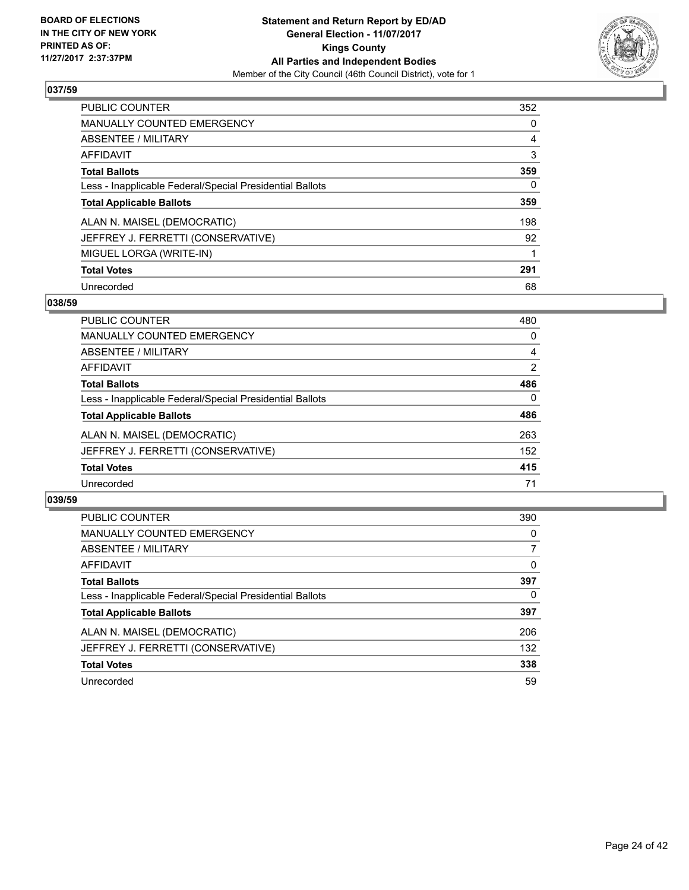**Statement and Return Report by ED/AD**
**General Election - 11/07/2017**
**Kings County**
**All Parties and Independent Bodies**
Member of the City Council (46th Council District), vote for 1

BOARD OF ELECTIONS IN THE CITY OF NEW YORK
PRINTED AS OF: 11/27/2017 2:37:37PM

### 037/59

| | |
|---|---|
| PUBLIC COUNTER | 352 |
| MANUALLY COUNTED EMERGENCY | 0 |
| ABSENTEE / MILITARY | 4 |
| AFFIDAVIT | 3 |
| **Total Ballots** | **359** |
| Less - Inapplicable Federal/Special Presidential Ballots | 0 |
| **Total Applicable Ballots** | **359** |
| ALAN N. MAISEL (DEMOCRATIC) | 198 |
| JEFFREY J. FERRETTI (CONSERVATIVE) | 92 |
| MIGUEL LORGA (WRITE-IN) | 1 |
| **Total Votes** | **291** |
| Unrecorded | 68 |

### 038/59

| | |
|---|---|
| PUBLIC COUNTER | 480 |
| MANUALLY COUNTED EMERGENCY | 0 |
| ABSENTEE / MILITARY | 4 |
| AFFIDAVIT | 2 |
| **Total Ballots** | **486** |
| Less - Inapplicable Federal/Special Presidential Ballots | 0 |
| **Total Applicable Ballots** | **486** |
| ALAN N. MAISEL (DEMOCRATIC) | 263 |
| JEFFREY J. FERRETTI (CONSERVATIVE) | 152 |
| **Total Votes** | **415** |
| Unrecorded | 71 |

### 039/59

| | |
|---|---|
| PUBLIC COUNTER | 390 |
| MANUALLY COUNTED EMERGENCY | 0 |
| ABSENTEE / MILITARY | 7 |
| AFFIDAVIT | 0 |
| **Total Ballots** | **397** |
| Less - Inapplicable Federal/Special Presidential Ballots | 0 |
| **Total Applicable Ballots** | **397** |
| ALAN N. MAISEL (DEMOCRATIC) | 206 |
| JEFFREY J. FERRETTI (CONSERVATIVE) | 132 |
| **Total Votes** | **338** |
| Unrecorded | 59 |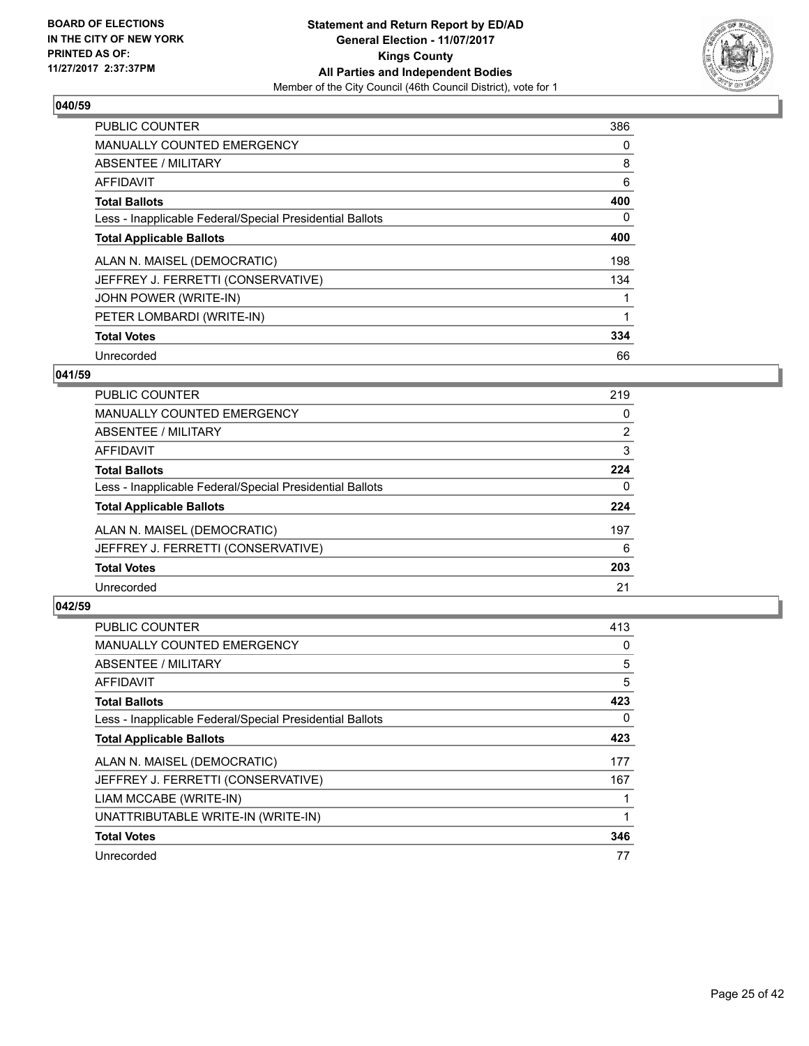**BOARD OF ELECTIONS IN THE CITY OF NEW YORK PRINTED AS OF: 11/27/2017 2:37:37PM**

**Statement and Return Report by ED/AD**
**General Election - 11/07/2017**
**Kings County**
**All Parties and Independent Bodies**
Member of the City Council (46th Council District), vote for 1

### 040/59

| | |
|---|---|
| PUBLIC COUNTER | 386 |
| MANUALLY COUNTED EMERGENCY | 0 |
| ABSENTEE / MILITARY | 8 |
| AFFIDAVIT | 6 |
| **Total Ballots** | **400** |
| Less - Inapplicable Federal/Special Presidential Ballots | 0 |
| **Total Applicable Ballots** | **400** |
| ALAN N. MAISEL (DEMOCRATIC) | 198 |
| JEFFREY J. FERRETTI (CONSERVATIVE) | 134 |
| JOHN POWER (WRITE-IN) | 1 |
| PETER LOMBARDI (WRITE-IN) | 1 |
| **Total Votes** | **334** |
| Unrecorded | 66 |

### 041/59

| | |
|---|---|
| PUBLIC COUNTER | 219 |
| MANUALLY COUNTED EMERGENCY | 0 |
| ABSENTEE / MILITARY | 2 |
| AFFIDAVIT | 3 |
| **Total Ballots** | **224** |
| Less - Inapplicable Federal/Special Presidential Ballots | 0 |
| **Total Applicable Ballots** | **224** |
| ALAN N. MAISEL (DEMOCRATIC) | 197 |
| JEFFREY J. FERRETTI (CONSERVATIVE) | 6 |
| **Total Votes** | **203** |
| Unrecorded | 21 |

### 042/59

| | |
|---|---|
| PUBLIC COUNTER | 413 |
| MANUALLY COUNTED EMERGENCY | 0 |
| ABSENTEE / MILITARY | 5 |
| AFFIDAVIT | 5 |
| **Total Ballots** | **423** |
| Less - Inapplicable Federal/Special Presidential Ballots | 0 |
| **Total Applicable Ballots** | **423** |
| ALAN N. MAISEL (DEMOCRATIC) | 177 |
| JEFFREY J. FERRETTI (CONSERVATIVE) | 167 |
| LIAM MCCABE (WRITE-IN) | 1 |
| UNATTRIBUTABLE WRITE-IN (WRITE-IN) | 1 |
| **Total Votes** | **346** |
| Unrecorded | 77 |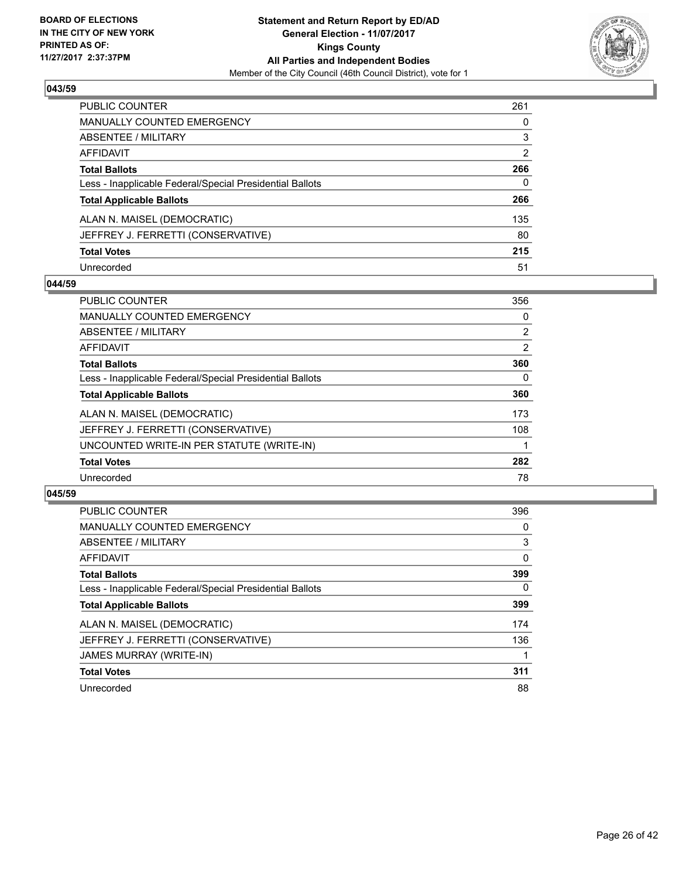**Statement and Return Report by ED/AD**
**General Election - 11/07/2017**
**Kings County**
**All Parties and Independent Bodies**
Member of the City Council (46th Council District), vote for 1

BOARD OF ELECTIONS
IN THE CITY OF NEW YORK
PRINTED AS OF:
11/27/2017 2:37:37PM

## 043/59

| | |
|---|---|
| PUBLIC COUNTER | 261 |
| MANUALLY COUNTED EMERGENCY | 0 |
| ABSENTEE / MILITARY | 3 |
| AFFIDAVIT | 2 |
| **Total Ballots** | **266** |
| Less - Inapplicable Federal/Special Presidential Ballots | 0 |
| **Total Applicable Ballots** | **266** |
| ALAN N. MAISEL (DEMOCRATIC) | 135 |
| JEFFREY J. FERRETTI (CONSERVATIVE) | 80 |
| **Total Votes** | **215** |
| Unrecorded | 51 |

## 044/59

| | |
|---|---|
| PUBLIC COUNTER | 356 |
| MANUALLY COUNTED EMERGENCY | 0 |
| ABSENTEE / MILITARY | 2 |
| AFFIDAVIT | 2 |
| **Total Ballots** | **360** |
| Less - Inapplicable Federal/Special Presidential Ballots | 0 |
| **Total Applicable Ballots** | **360** |
| ALAN N. MAISEL (DEMOCRATIC) | 173 |
| JEFFREY J. FERRETTI (CONSERVATIVE) | 108 |
| UNCOUNTED WRITE-IN PER STATUTE (WRITE-IN) | 1 |
| **Total Votes** | **282** |
| Unrecorded | 78 |

## 045/59

| | |
|---|---|
| PUBLIC COUNTER | 396 |
| MANUALLY COUNTED EMERGENCY | 0 |
| ABSENTEE / MILITARY | 3 |
| AFFIDAVIT | 0 |
| **Total Ballots** | **399** |
| Less - Inapplicable Federal/Special Presidential Ballots | 0 |
| **Total Applicable Ballots** | **399** |
| ALAN N. MAISEL (DEMOCRATIC) | 174 |
| JEFFREY J. FERRETTI (CONSERVATIVE) | 136 |
| JAMES MURRAY (WRITE-IN) | 1 |
| **Total Votes** | **311** |
| Unrecorded | 88 |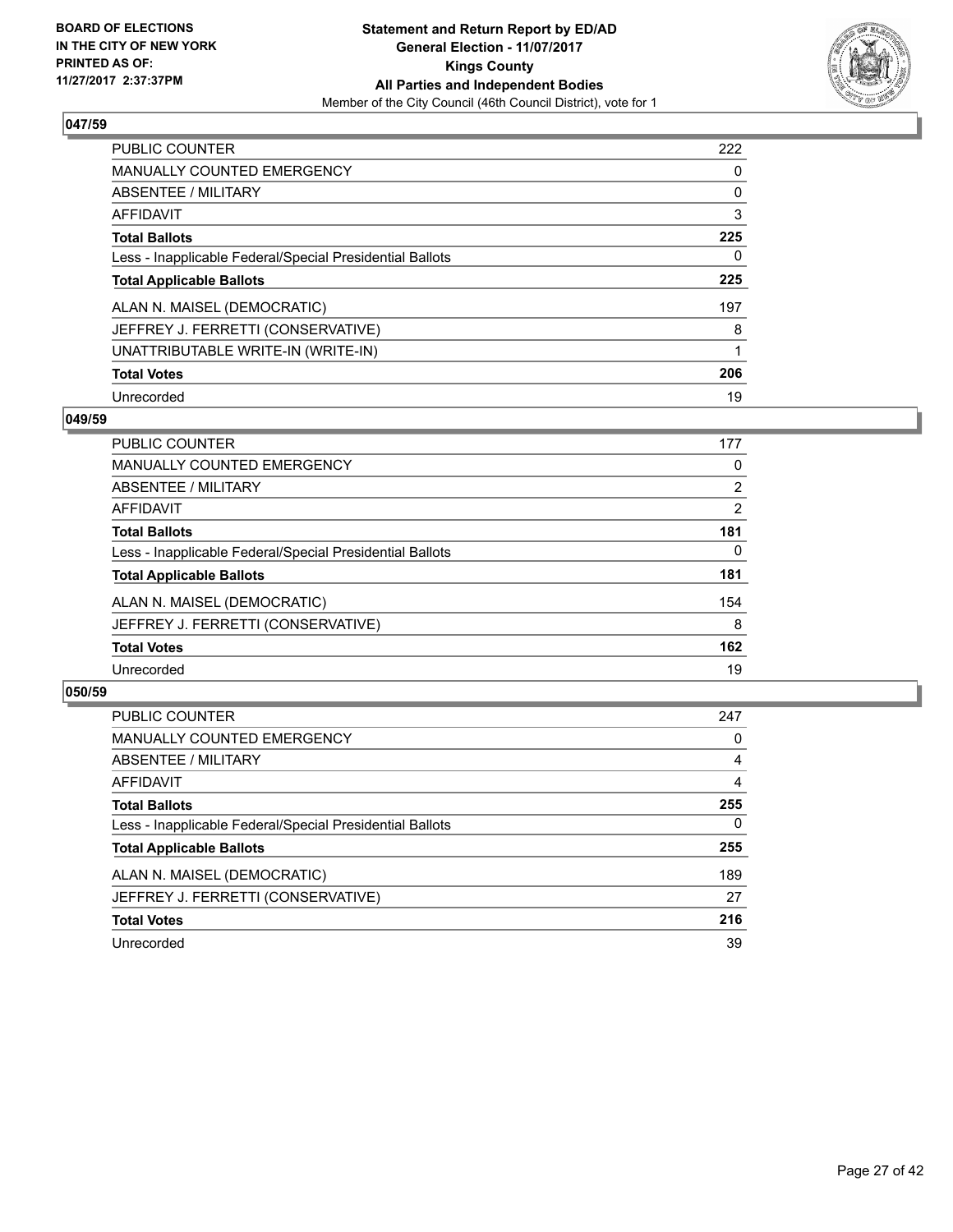BOARD OF ELECTIONS
IN THE CITY OF NEW YORK
PRINTED AS OF:
11/27/2017 2:37:37PM

**Statement and Return Report by ED/AD**
**General Election - 11/07/2017**
**Kings County**
**All Parties and Independent Bodies**
Member of the City Council (46th Council District), vote for 1

## 047/59

| | |
|---|---|
| PUBLIC COUNTER | 222 |
| MANUALLY COUNTED EMERGENCY | 0 |
| ABSENTEE / MILITARY | 0 |
| AFFIDAVIT | 3 |
| **Total Ballots** | **225** |
| Less - Inapplicable Federal/Special Presidential Ballots | 0 |
| **Total Applicable Ballots** | **225** |
| ALAN N. MAISEL (DEMOCRATIC) | 197 |
| JEFFREY J. FERRETTI (CONSERVATIVE) | 8 |
| UNATTRIBUTABLE WRITE-IN (WRITE-IN) | 1 |
| **Total Votes** | **206** |
| Unrecorded | 19 |

## 049/59

| | |
|---|---|
| PUBLIC COUNTER | 177 |
| MANUALLY COUNTED EMERGENCY | 0 |
| ABSENTEE / MILITARY | 2 |
| AFFIDAVIT | 2 |
| **Total Ballots** | **181** |
| Less - Inapplicable Federal/Special Presidential Ballots | 0 |
| **Total Applicable Ballots** | **181** |
| ALAN N. MAISEL (DEMOCRATIC) | 154 |
| JEFFREY J. FERRETTI (CONSERVATIVE) | 8 |
| **Total Votes** | **162** |
| Unrecorded | 19 |

## 050/59

| | |
|---|---|
| PUBLIC COUNTER | 247 |
| MANUALLY COUNTED EMERGENCY | 0 |
| ABSENTEE / MILITARY | 4 |
| AFFIDAVIT | 4 |
| **Total Ballots** | **255** |
| Less - Inapplicable Federal/Special Presidential Ballots | 0 |
| **Total Applicable Ballots** | **255** |
| ALAN N. MAISEL (DEMOCRATIC) | 189 |
| JEFFREY J. FERRETTI (CONSERVATIVE) | 27 |
| **Total Votes** | **216** |
| Unrecorded | 39 |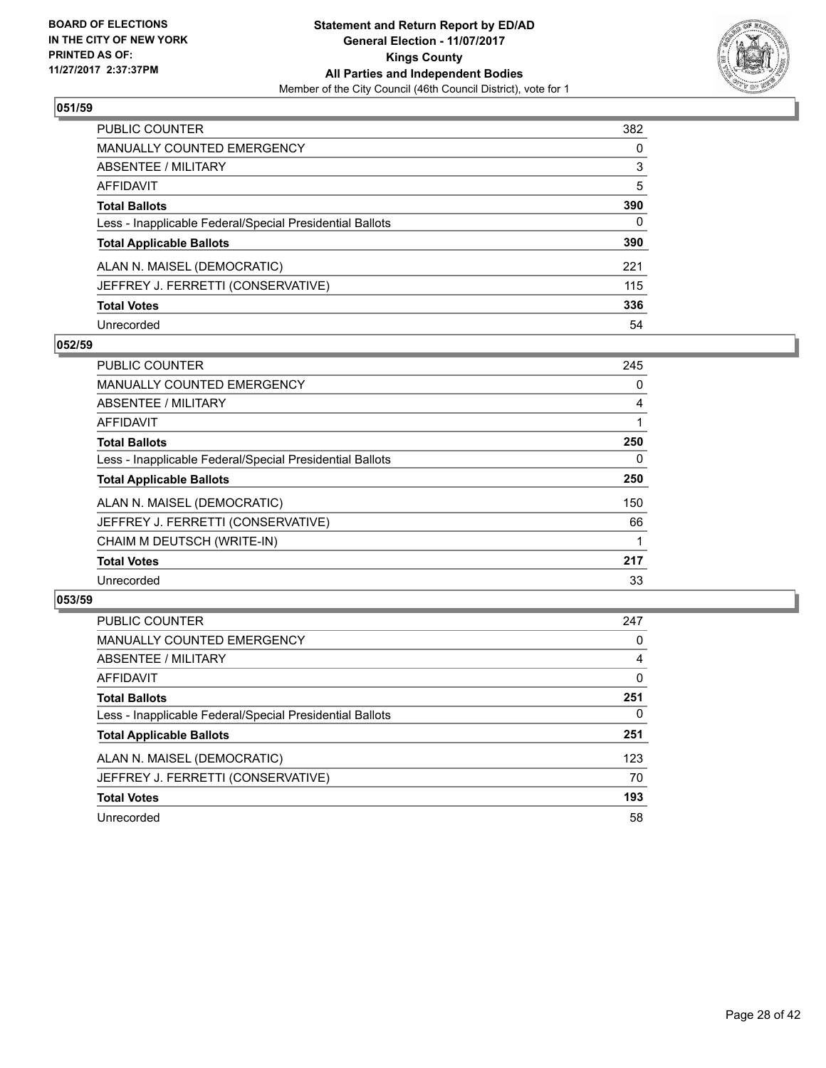## 051/59

| | |
|---|---|
| PUBLIC COUNTER | 382 |
| MANUALLY COUNTED EMERGENCY | 0 |
| ABSENTEE / MILITARY | 3 |
| AFFIDAVIT | 5 |
| **Total Ballots** | **390** |
| Less - Inapplicable Federal/Special Presidential Ballots | 0 |
| **Total Applicable Ballots** | **390** |
| ALAN N. MAISEL (DEMOCRATIC) | 221 |
| JEFFREY J. FERRETTI (CONSERVATIVE) | 115 |
| **Total Votes** | **336** |
| Unrecorded | 54 |

## 052/59

| | |
|---|---|
| PUBLIC COUNTER | 245 |
| MANUALLY COUNTED EMERGENCY | 0 |
| ABSENTEE / MILITARY | 4 |
| AFFIDAVIT | 1 |
| **Total Ballots** | **250** |
| Less - Inapplicable Federal/Special Presidential Ballots | 0 |
| **Total Applicable Ballots** | **250** |
| ALAN N. MAISEL (DEMOCRATIC) | 150 |
| JEFFREY J. FERRETTI (CONSERVATIVE) | 66 |
| CHAIM M DEUTSCH (WRITE-IN) | 1 |
| **Total Votes** | **217** |
| Unrecorded | 33 |

## 053/59

| | |
|---|---|
| PUBLIC COUNTER | 247 |
| MANUALLY COUNTED EMERGENCY | 0 |
| ABSENTEE / MILITARY | 4 |
| AFFIDAVIT | 0 |
| **Total Ballots** | **251** |
| Less - Inapplicable Federal/Special Presidential Ballots | 0 |
| **Total Applicable Ballots** | **251** |
| ALAN N. MAISEL (DEMOCRATIC) | 123 |
| JEFFREY J. FERRETTI (CONSERVATIVE) | 70 |
| **Total Votes** | **193** |
| Unrecorded | 58 |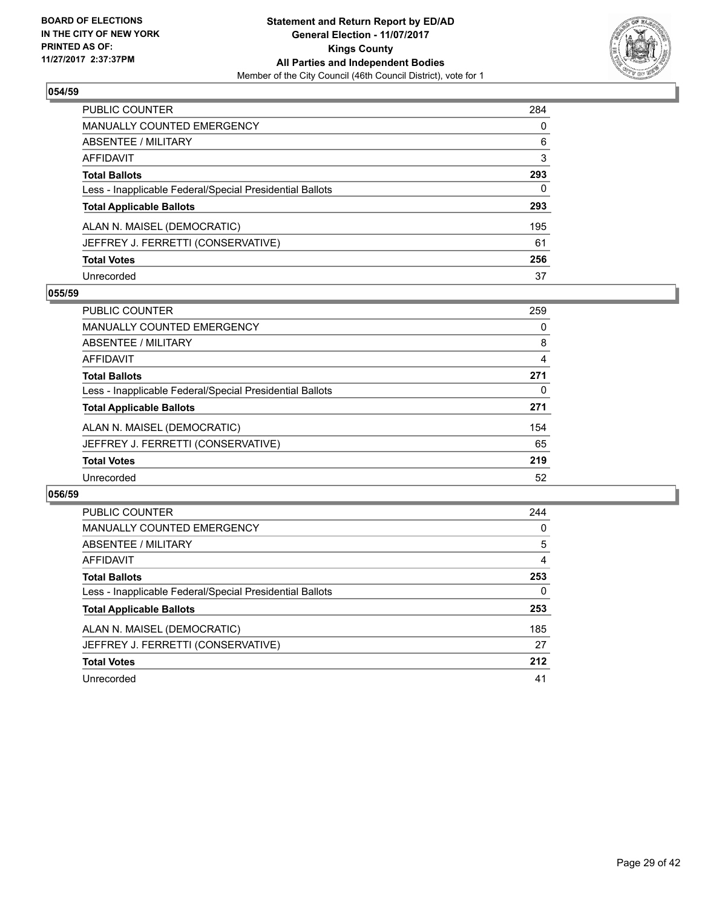## 054/59

| | |
|---|---|
| PUBLIC COUNTER | 284 |
| MANUALLY COUNTED EMERGENCY | 0 |
| ABSENTEE / MILITARY | 6 |
| AFFIDAVIT | 3 |
| **Total Ballots** | **293** |
| Less - Inapplicable Federal/Special Presidential Ballots | 0 |
| **Total Applicable Ballots** | **293** |
| ALAN N. MAISEL (DEMOCRATIC) | 195 |
| JEFFREY J. FERRETTI (CONSERVATIVE) | 61 |
| **Total Votes** | **256** |
| Unrecorded | 37 |

## 055/59

| | |
|---|---|
| PUBLIC COUNTER | 259 |
| MANUALLY COUNTED EMERGENCY | 0 |
| ABSENTEE / MILITARY | 8 |
| AFFIDAVIT | 4 |
| **Total Ballots** | **271** |
| Less - Inapplicable Federal/Special Presidential Ballots | 0 |
| **Total Applicable Ballots** | **271** |
| ALAN N. MAISEL (DEMOCRATIC) | 154 |
| JEFFREY J. FERRETTI (CONSERVATIVE) | 65 |
| **Total Votes** | **219** |
| Unrecorded | 52 |

## 056/59

| | |
|---|---|
| PUBLIC COUNTER | 244 |
| MANUALLY COUNTED EMERGENCY | 0 |
| ABSENTEE / MILITARY | 5 |
| AFFIDAVIT | 4 |
| **Total Ballots** | **253** |
| Less - Inapplicable Federal/Special Presidential Ballots | 0 |
| **Total Applicable Ballots** | **253** |
| ALAN N. MAISEL (DEMOCRATIC) | 185 |
| JEFFREY J. FERRETTI (CONSERVATIVE) | 27 |
| **Total Votes** | **212** |
| Unrecorded | 41 |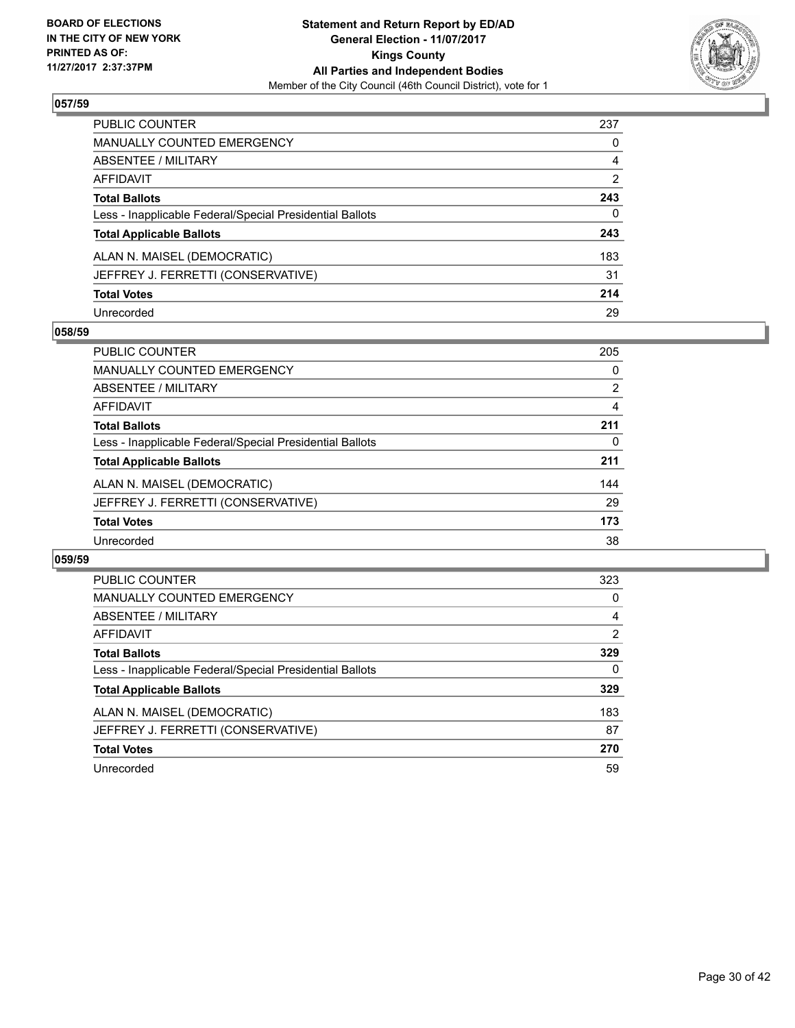**BOARD OF ELECTIONS IN THE CITY OF NEW YORK PRINTED AS OF: 11/27/2017 2:37:37PM**

**Statement and Return Report by ED/AD**
**General Election - 11/07/2017**
**Kings County**
**All Parties and Independent Bodies**
Member of the City Council (46th Council District), vote for 1

## 057/59

| | |
|---|---|
| PUBLIC COUNTER | 237 |
| MANUALLY COUNTED EMERGENCY | 0 |
| ABSENTEE / MILITARY | 4 |
| AFFIDAVIT | 2 |
| **Total Ballots** | **243** |
| Less - Inapplicable Federal/Special Presidential Ballots | 0 |
| **Total Applicable Ballots** | **243** |
| ALAN N. MAISEL (DEMOCRATIC) | 183 |
| JEFFREY J. FERRETTI (CONSERVATIVE) | 31 |
| **Total Votes** | **214** |
| Unrecorded | 29 |

## 058/59

| | |
|---|---|
| PUBLIC COUNTER | 205 |
| MANUALLY COUNTED EMERGENCY | 0 |
| ABSENTEE / MILITARY | 2 |
| AFFIDAVIT | 4 |
| **Total Ballots** | **211** |
| Less - Inapplicable Federal/Special Presidential Ballots | 0 |
| **Total Applicable Ballots** | **211** |
| ALAN N. MAISEL (DEMOCRATIC) | 144 |
| JEFFREY J. FERRETTI (CONSERVATIVE) | 29 |
| **Total Votes** | **173** |
| Unrecorded | 38 |

## 059/59

| | |
|---|---|
| PUBLIC COUNTER | 323 |
| MANUALLY COUNTED EMERGENCY | 0 |
| ABSENTEE / MILITARY | 4 |
| AFFIDAVIT | 2 |
| **Total Ballots** | **329** |
| Less - Inapplicable Federal/Special Presidential Ballots | 0 |
| **Total Applicable Ballots** | **329** |
| ALAN N. MAISEL (DEMOCRATIC) | 183 |
| JEFFREY J. FERRETTI (CONSERVATIVE) | 87 |
| **Total Votes** | **270** |
| Unrecorded | 59 |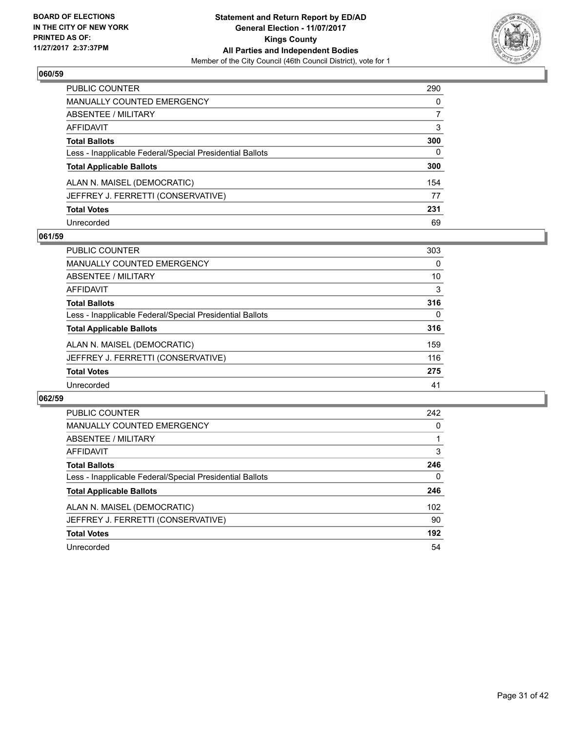**BOARD OF ELECTIONS IN THE CITY OF NEW YORK PRINTED AS OF: 11/27/2017 2:37:37PM**

**Statement and Return Report by ED/AD General Election - 11/07/2017 Kings County All Parties and Independent Bodies**
Member of the City Council (46th Council District), vote for 1

## 060/59

| | |
|---|---|
| PUBLIC COUNTER | 290 |
| MANUALLY COUNTED EMERGENCY | 0 |
| ABSENTEE / MILITARY | 7 |
| AFFIDAVIT | 3 |
| **Total Ballots** | **300** |
| Less - Inapplicable Federal/Special Presidential Ballots | 0 |
| **Total Applicable Ballots** | **300** |
| ALAN N. MAISEL (DEMOCRATIC) | 154 |
| JEFFREY J. FERRETTI (CONSERVATIVE) | 77 |
| **Total Votes** | **231** |
| Unrecorded | 69 |

## 061/59

| | |
|---|---|
| PUBLIC COUNTER | 303 |
| MANUALLY COUNTED EMERGENCY | 0 |
| ABSENTEE / MILITARY | 10 |
| AFFIDAVIT | 3 |
| **Total Ballots** | **316** |
| Less - Inapplicable Federal/Special Presidential Ballots | 0 |
| **Total Applicable Ballots** | **316** |
| ALAN N. MAISEL (DEMOCRATIC) | 159 |
| JEFFREY J. FERRETTI (CONSERVATIVE) | 116 |
| **Total Votes** | **275** |
| Unrecorded | 41 |

## 062/59

| | |
|---|---|
| PUBLIC COUNTER | 242 |
| MANUALLY COUNTED EMERGENCY | 0 |
| ABSENTEE / MILITARY | 1 |
| AFFIDAVIT | 3 |
| **Total Ballots** | **246** |
| Less - Inapplicable Federal/Special Presidential Ballots | 0 |
| **Total Applicable Ballots** | **246** |
| ALAN N. MAISEL (DEMOCRATIC) | 102 |
| JEFFREY J. FERRETTI (CONSERVATIVE) | 90 |
| **Total Votes** | **192** |
| Unrecorded | 54 |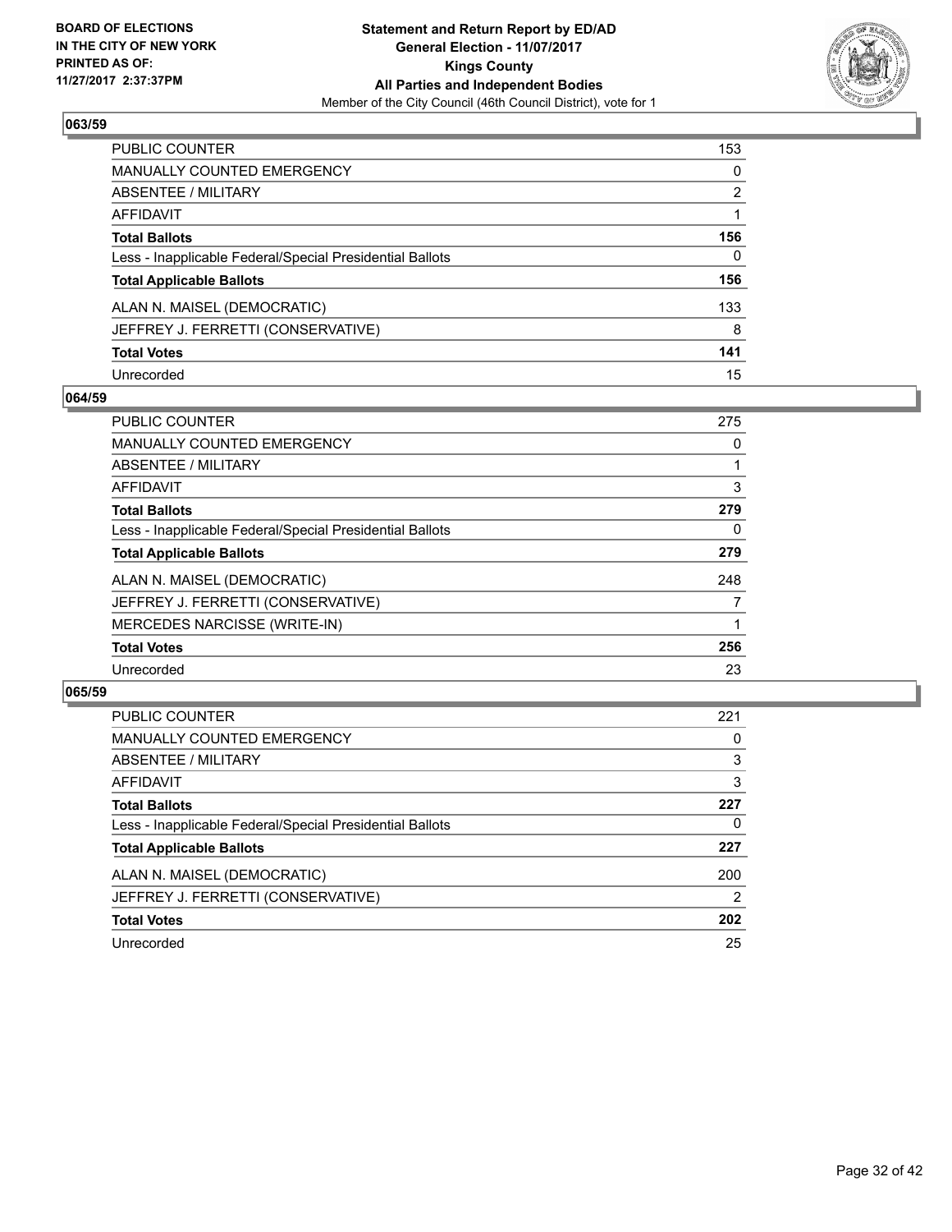BOARD OF ELECTIONS
IN THE CITY OF NEW YORK
PRINTED AS OF:
11/27/2017 2:37:37PM

**Statement and Return Report by ED/AD**
**General Election - 11/07/2017**
**Kings County**
**All Parties and Independent Bodies**
Member of the City Council (46th Council District), vote for 1

## 063/59

| | |
|---|---|
| PUBLIC COUNTER | 153 |
| MANUALLY COUNTED EMERGENCY | 0 |
| ABSENTEE / MILITARY | 2 |
| AFFIDAVIT | 1 |
| **Total Ballots** | **156** |
| Less - Inapplicable Federal/Special Presidential Ballots | 0 |
| **Total Applicable Ballots** | **156** |
| ALAN N. MAISEL (DEMOCRATIC) | 133 |
| JEFFREY J. FERRETTI (CONSERVATIVE) | 8 |
| **Total Votes** | **141** |
| Unrecorded | 15 |

## 064/59

| | |
|---|---|
| PUBLIC COUNTER | 275 |
| MANUALLY COUNTED EMERGENCY | 0 |
| ABSENTEE / MILITARY | 1 |
| AFFIDAVIT | 3 |
| **Total Ballots** | **279** |
| Less - Inapplicable Federal/Special Presidential Ballots | 0 |
| **Total Applicable Ballots** | **279** |
| ALAN N. MAISEL (DEMOCRATIC) | 248 |
| JEFFREY J. FERRETTI (CONSERVATIVE) | 7 |
| MERCEDES NARCISSE (WRITE-IN) | 1 |
| **Total Votes** | **256** |
| Unrecorded | 23 |

## 065/59

| | |
|---|---|
| PUBLIC COUNTER | 221 |
| MANUALLY COUNTED EMERGENCY | 0 |
| ABSENTEE / MILITARY | 3 |
| AFFIDAVIT | 3 |
| **Total Ballots** | **227** |
| Less - Inapplicable Federal/Special Presidential Ballots | 0 |
| **Total Applicable Ballots** | **227** |
| ALAN N. MAISEL (DEMOCRATIC) | 200 |
| JEFFREY J. FERRETTI (CONSERVATIVE) | 2 |
| **Total Votes** | **202** |
| Unrecorded | 25 |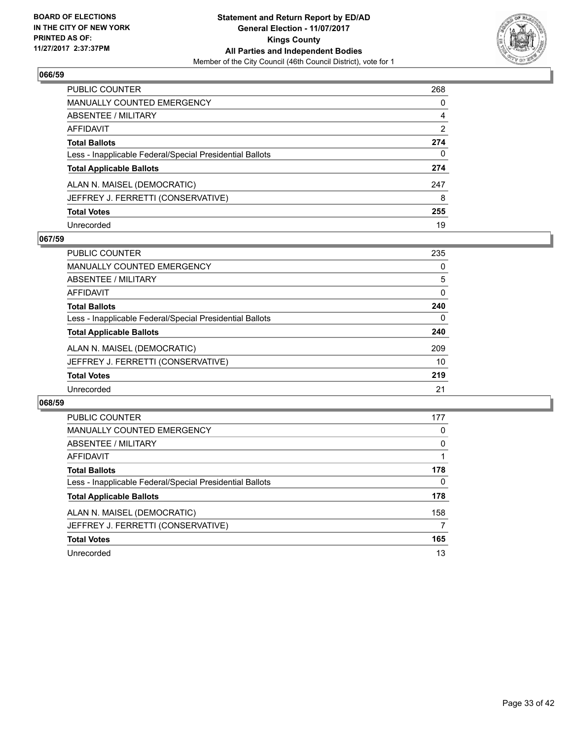BOARD OF ELECTIONS
IN THE CITY OF NEW YORK
PRINTED AS OF:
11/27/2017 2:37:37PM

**Statement and Return Report by ED/AD**
**General Election - 11/07/2017**
**Kings County**
**All Parties and Independent Bodies**
Member of the City Council (46th Council District), vote for 1

## 066/59

| | |
|---|---|
| PUBLIC COUNTER | 268 |
| MANUALLY COUNTED EMERGENCY | 0 |
| ABSENTEE / MILITARY | 4 |
| AFFIDAVIT | 2 |
| **Total Ballots** | **274** |
| Less - Inapplicable Federal/Special Presidential Ballots | 0 |
| **Total Applicable Ballots** | **274** |
| ALAN N. MAISEL (DEMOCRATIC) | 247 |
| JEFFREY J. FERRETTI (CONSERVATIVE) | 8 |
| **Total Votes** | **255** |
| Unrecorded | 19 |

## 067/59

| | |
|---|---|
| PUBLIC COUNTER | 235 |
| MANUALLY COUNTED EMERGENCY | 0 |
| ABSENTEE / MILITARY | 5 |
| AFFIDAVIT | 0 |
| **Total Ballots** | **240** |
| Less - Inapplicable Federal/Special Presidential Ballots | 0 |
| **Total Applicable Ballots** | **240** |
| ALAN N. MAISEL (DEMOCRATIC) | 209 |
| JEFFREY J. FERRETTI (CONSERVATIVE) | 10 |
| **Total Votes** | **219** |
| Unrecorded | 21 |

## 068/59

| | |
|---|---|
| PUBLIC COUNTER | 177 |
| MANUALLY COUNTED EMERGENCY | 0 |
| ABSENTEE / MILITARY | 0 |
| AFFIDAVIT | 1 |
| **Total Ballots** | **178** |
| Less - Inapplicable Federal/Special Presidential Ballots | 0 |
| **Total Applicable Ballots** | **178** |
| ALAN N. MAISEL (DEMOCRATIC) | 158 |
| JEFFREY J. FERRETTI (CONSERVATIVE) | 7 |
| **Total Votes** | **165** |
| Unrecorded | 13 |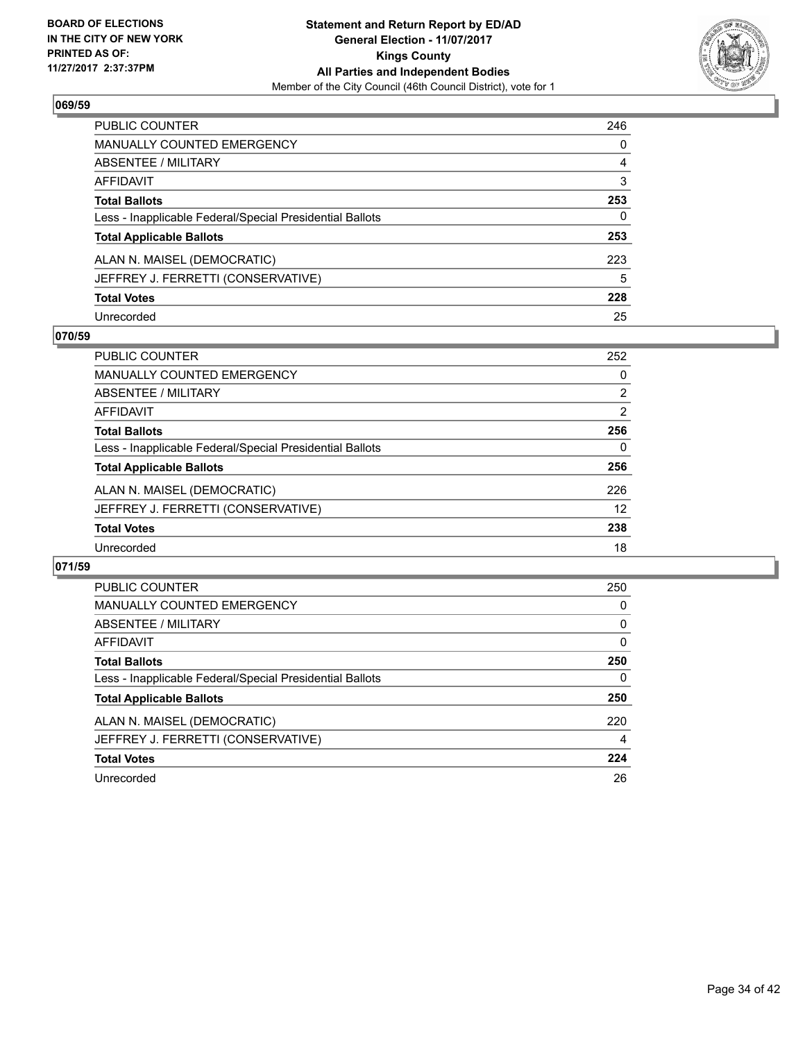**BOARD OF ELECTIONS IN THE CITY OF NEW YORK PRINTED AS OF: 11/27/2017 2:37:37PM**

**Statement and Return Report by ED/AD**
**General Election - 11/07/2017**
**Kings County**
**All Parties and Independent Bodies**
Member of the City Council (46th Council District), vote for 1

## 069/59

| | |
|---|---|
| PUBLIC COUNTER | 246 |
| MANUALLY COUNTED EMERGENCY | 0 |
| ABSENTEE / MILITARY | 4 |
| AFFIDAVIT | 3 |
| **Total Ballots** | **253** |
| Less - Inapplicable Federal/Special Presidential Ballots | 0 |
| **Total Applicable Ballots** | **253** |
| ALAN N. MAISEL (DEMOCRATIC) | 223 |
| JEFFREY J. FERRETTI (CONSERVATIVE) | 5 |
| **Total Votes** | **228** |
| Unrecorded | 25 |

## 070/59

| | |
|---|---|
| PUBLIC COUNTER | 252 |
| MANUALLY COUNTED EMERGENCY | 0 |
| ABSENTEE / MILITARY | 2 |
| AFFIDAVIT | 2 |
| **Total Ballots** | **256** |
| Less - Inapplicable Federal/Special Presidential Ballots | 0 |
| **Total Applicable Ballots** | **256** |
| ALAN N. MAISEL (DEMOCRATIC) | 226 |
| JEFFREY J. FERRETTI (CONSERVATIVE) | 12 |
| **Total Votes** | **238** |
| Unrecorded | 18 |

## 071/59

| | |
|---|---|
| PUBLIC COUNTER | 250 |
| MANUALLY COUNTED EMERGENCY | 0 |
| ABSENTEE / MILITARY | 0 |
| AFFIDAVIT | 0 |
| **Total Ballots** | **250** |
| Less - Inapplicable Federal/Special Presidential Ballots | 0 |
| **Total Applicable Ballots** | **250** |
| ALAN N. MAISEL (DEMOCRATIC) | 220 |
| JEFFREY J. FERRETTI (CONSERVATIVE) | 4 |
| **Total Votes** | **224** |
| Unrecorded | 26 |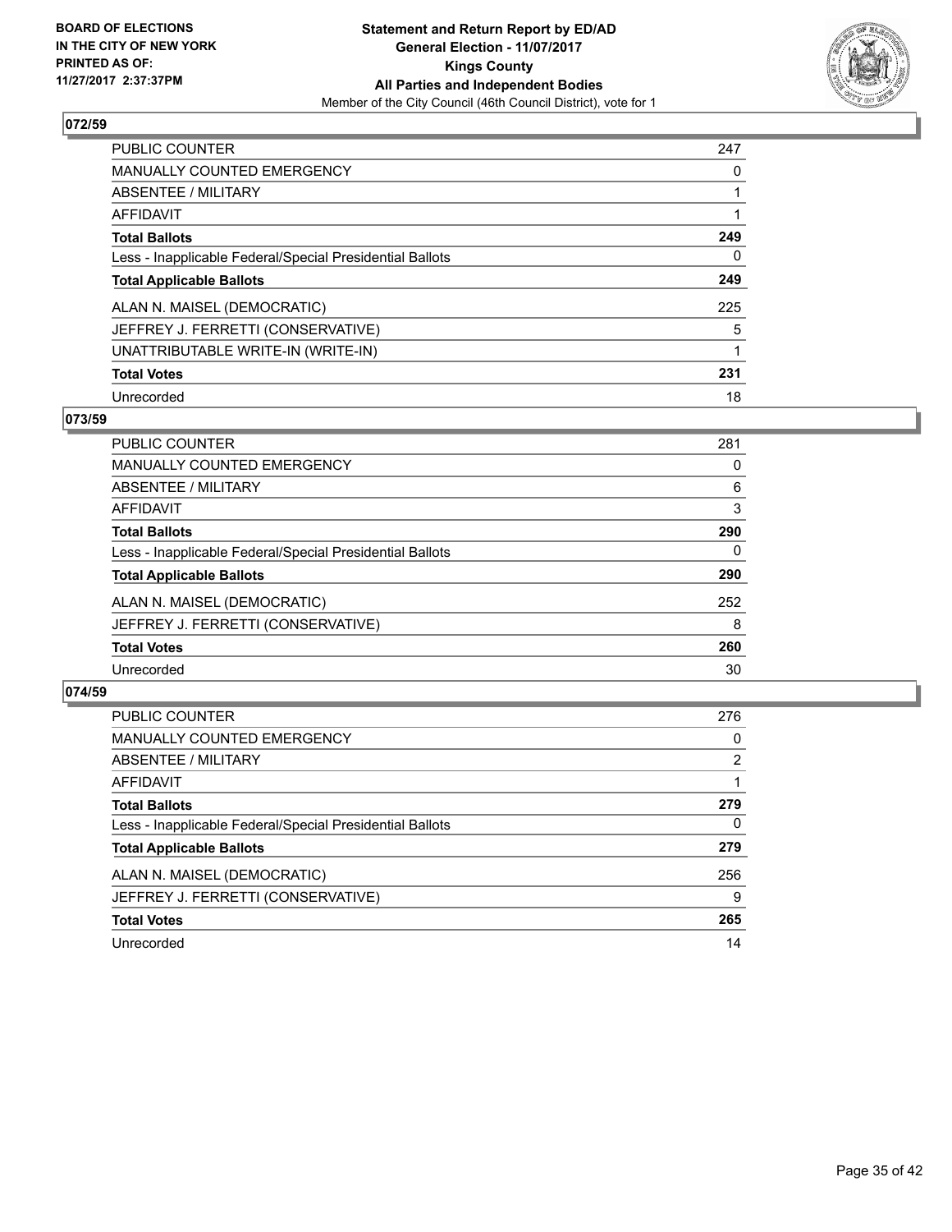BOARD OF ELECTIONS
IN THE CITY OF NEW YORK
PRINTED AS OF:
11/27/2017 2:37:37PM

**Statement and Return Report by ED/AD**
**General Election - 11/07/2017**
**Kings County**
**All Parties and Independent Bodies**
Member of the City Council (46th Council District), vote for 1

## 072/59

| | |
|---|---|
| PUBLIC COUNTER | 247 |
| MANUALLY COUNTED EMERGENCY | 0 |
| ABSENTEE / MILITARY | 1 |
| AFFIDAVIT | 1 |
| **Total Ballots** | **249** |
| Less - Inapplicable Federal/Special Presidential Ballots | 0 |
| **Total Applicable Ballots** | **249** |
| ALAN N. MAISEL (DEMOCRATIC) | 225 |
| JEFFREY J. FERRETTI (CONSERVATIVE) | 5 |
| UNATTRIBUTABLE WRITE-IN (WRITE-IN) | 1 |
| **Total Votes** | **231** |
| Unrecorded | 18 |

## 073/59

| | |
|---|---|
| PUBLIC COUNTER | 281 |
| MANUALLY COUNTED EMERGENCY | 0 |
| ABSENTEE / MILITARY | 6 |
| AFFIDAVIT | 3 |
| **Total Ballots** | **290** |
| Less - Inapplicable Federal/Special Presidential Ballots | 0 |
| **Total Applicable Ballots** | **290** |
| ALAN N. MAISEL (DEMOCRATIC) | 252 |
| JEFFREY J. FERRETTI (CONSERVATIVE) | 8 |
| **Total Votes** | **260** |
| Unrecorded | 30 |

## 074/59

| | |
|---|---|
| PUBLIC COUNTER | 276 |
| MANUALLY COUNTED EMERGENCY | 0 |
| ABSENTEE / MILITARY | 2 |
| AFFIDAVIT | 1 |
| **Total Ballots** | **279** |
| Less - Inapplicable Federal/Special Presidential Ballots | 0 |
| **Total Applicable Ballots** | **279** |
| ALAN N. MAISEL (DEMOCRATIC) | 256 |
| JEFFREY J. FERRETTI (CONSERVATIVE) | 9 |
| **Total Votes** | **265** |
| Unrecorded | 14 |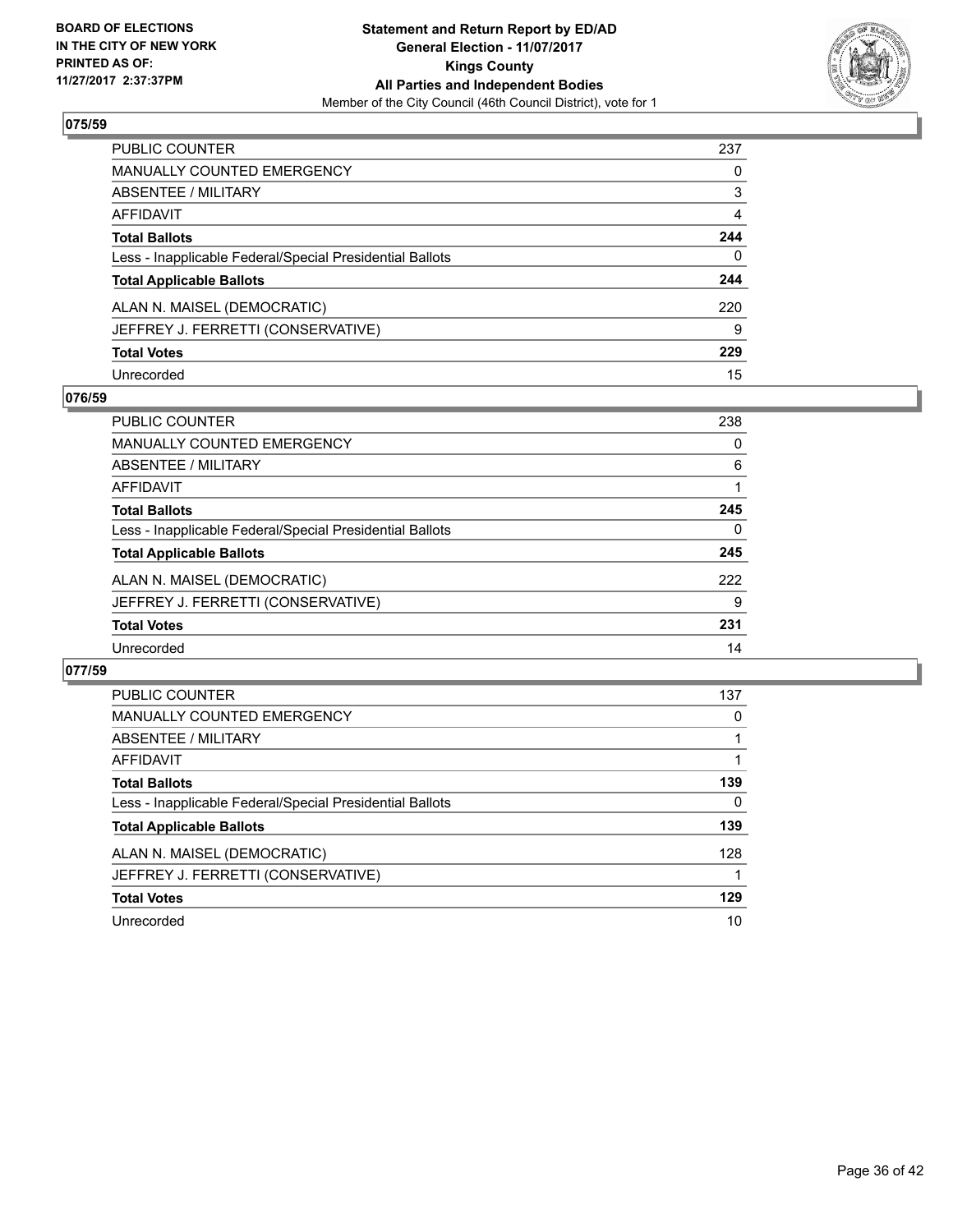**BOARD OF ELECTIONS IN THE CITY OF NEW YORK PRINTED AS OF: 11/27/2017 2:37:37PM**

**Statement and Return Report by ED/AD General Election - 11/07/2017 Kings County All Parties and Independent Bodies**

Member of the City Council (46th Council District), vote for 1

### 075/59

| | |
|---|---|
| PUBLIC COUNTER | 237 |
| MANUALLY COUNTED EMERGENCY | 0 |
| ABSENTEE / MILITARY | 3 |
| AFFIDAVIT | 4 |
| **Total Ballots** | **244** |
| Less - Inapplicable Federal/Special Presidential Ballots | 0 |
| **Total Applicable Ballots** | **244** |
| ALAN N. MAISEL (DEMOCRATIC) | 220 |
| JEFFREY J. FERRETTI (CONSERVATIVE) | 9 |
| **Total Votes** | **229** |
| Unrecorded | 15 |

### 076/59

| | |
|---|---|
| PUBLIC COUNTER | 238 |
| MANUALLY COUNTED EMERGENCY | 0 |
| ABSENTEE / MILITARY | 6 |
| AFFIDAVIT | 1 |
| **Total Ballots** | **245** |
| Less - Inapplicable Federal/Special Presidential Ballots | 0 |
| **Total Applicable Ballots** | **245** |
| ALAN N. MAISEL (DEMOCRATIC) | 222 |
| JEFFREY J. FERRETTI (CONSERVATIVE) | 9 |
| **Total Votes** | **231** |
| Unrecorded | 14 |

### 077/59

| | |
|---|---|
| PUBLIC COUNTER | 137 |
| MANUALLY COUNTED EMERGENCY | 0 |
| ABSENTEE / MILITARY | 1 |
| AFFIDAVIT | 1 |
| **Total Ballots** | **139** |
| Less - Inapplicable Federal/Special Presidential Ballots | 0 |
| **Total Applicable Ballots** | **139** |
| ALAN N. MAISEL (DEMOCRATIC) | 128 |
| JEFFREY J. FERRETTI (CONSERVATIVE) | 1 |
| **Total Votes** | **129** |
| Unrecorded | 10 |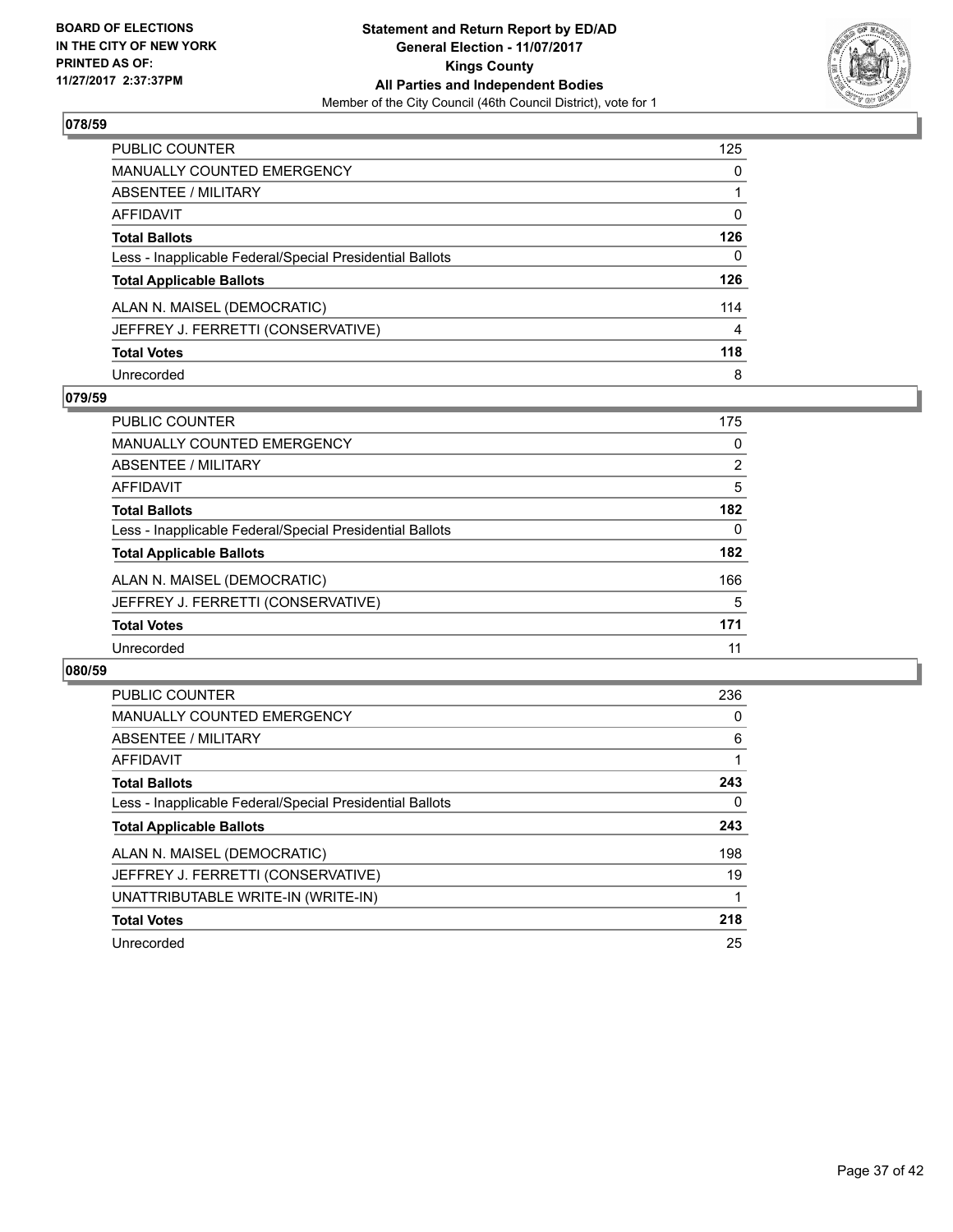BOARD OF ELECTIONS
IN THE CITY OF NEW YORK
PRINTED AS OF:
11/27/2017 2:37:37PM

**Statement and Return Report by ED/AD**
**General Election - 11/07/2017**
**Kings County**
**All Parties and Independent Bodies**
Member of the City Council (46th Council District), vote for 1

## 078/59

| | |
|---|---|
| PUBLIC COUNTER | 125 |
| MANUALLY COUNTED EMERGENCY | 0 |
| ABSENTEE / MILITARY | 1 |
| AFFIDAVIT | 0 |
| **Total Ballots** | **126** |
| Less - Inapplicable Federal/Special Presidential Ballots | 0 |
| **Total Applicable Ballots** | **126** |
| ALAN N. MAISEL (DEMOCRATIC) | 114 |
| JEFFREY J. FERRETTI (CONSERVATIVE) | 4 |
| **Total Votes** | **118** |
| Unrecorded | 8 |

## 079/59

| | |
|---|---|
| PUBLIC COUNTER | 175 |
| MANUALLY COUNTED EMERGENCY | 0 |
| ABSENTEE / MILITARY | 2 |
| AFFIDAVIT | 5 |
| **Total Ballots** | **182** |
| Less - Inapplicable Federal/Special Presidential Ballots | 0 |
| **Total Applicable Ballots** | **182** |
| ALAN N. MAISEL (DEMOCRATIC) | 166 |
| JEFFREY J. FERRETTI (CONSERVATIVE) | 5 |
| **Total Votes** | **171** |
| Unrecorded | 11 |

## 080/59

| | |
|---|---|
| PUBLIC COUNTER | 236 |
| MANUALLY COUNTED EMERGENCY | 0 |
| ABSENTEE / MILITARY | 6 |
| AFFIDAVIT | 1 |
| **Total Ballots** | **243** |
| Less - Inapplicable Federal/Special Presidential Ballots | 0 |
| **Total Applicable Ballots** | **243** |
| ALAN N. MAISEL (DEMOCRATIC) | 198 |
| JEFFREY J. FERRETTI (CONSERVATIVE) | 19 |
| UNATTRIBUTABLE WRITE-IN (WRITE-IN) | 1 |
| **Total Votes** | **218** |
| Unrecorded | 25 |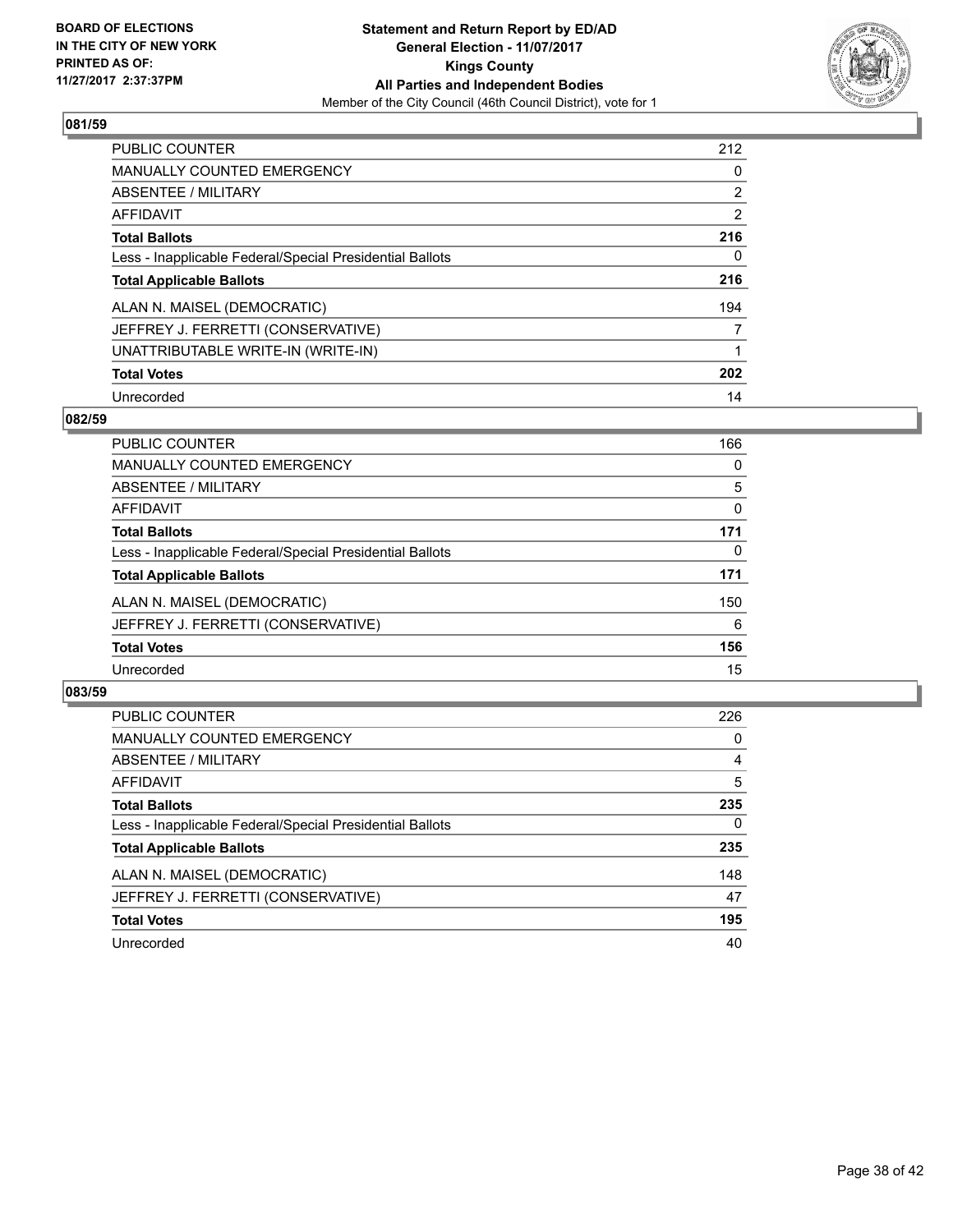BOARD OF ELECTIONS
IN THE CITY OF NEW YORK
PRINTED AS OF:
11/27/2017 2:37:37PM

**Statement and Return Report by ED/AD**
**General Election - 11/07/2017**
**Kings County**
**All Parties and Independent Bodies**
Member of the City Council (46th Council District), vote for 1

### 081/59

| | |
|---|---|
| PUBLIC COUNTER | 212 |
| MANUALLY COUNTED EMERGENCY | 0 |
| ABSENTEE / MILITARY | 2 |
| AFFIDAVIT | 2 |
| **Total Ballots** | **216** |
| Less - Inapplicable Federal/Special Presidential Ballots | 0 |
| **Total Applicable Ballots** | **216** |
| ALAN N. MAISEL (DEMOCRATIC) | 194 |
| JEFFREY J. FERRETTI (CONSERVATIVE) | 7 |
| UNATTRIBUTABLE WRITE-IN (WRITE-IN) | 1 |
| **Total Votes** | **202** |
| Unrecorded | 14 |

### 082/59

| | |
|---|---|
| PUBLIC COUNTER | 166 |
| MANUALLY COUNTED EMERGENCY | 0 |
| ABSENTEE / MILITARY | 5 |
| AFFIDAVIT | 0 |
| **Total Ballots** | **171** |
| Less - Inapplicable Federal/Special Presidential Ballots | 0 |
| **Total Applicable Ballots** | **171** |
| ALAN N. MAISEL (DEMOCRATIC) | 150 |
| JEFFREY J. FERRETTI (CONSERVATIVE) | 6 |
| **Total Votes** | **156** |
| Unrecorded | 15 |

### 083/59

| | |
|---|---|
| PUBLIC COUNTER | 226 |
| MANUALLY COUNTED EMERGENCY | 0 |
| ABSENTEE / MILITARY | 4 |
| AFFIDAVIT | 5 |
| **Total Ballots** | **235** |
| Less - Inapplicable Federal/Special Presidential Ballots | 0 |
| **Total Applicable Ballots** | **235** |
| ALAN N. MAISEL (DEMOCRATIC) | 148 |
| JEFFREY J. FERRETTI (CONSERVATIVE) | 47 |
| **Total Votes** | **195** |
| Unrecorded | 40 |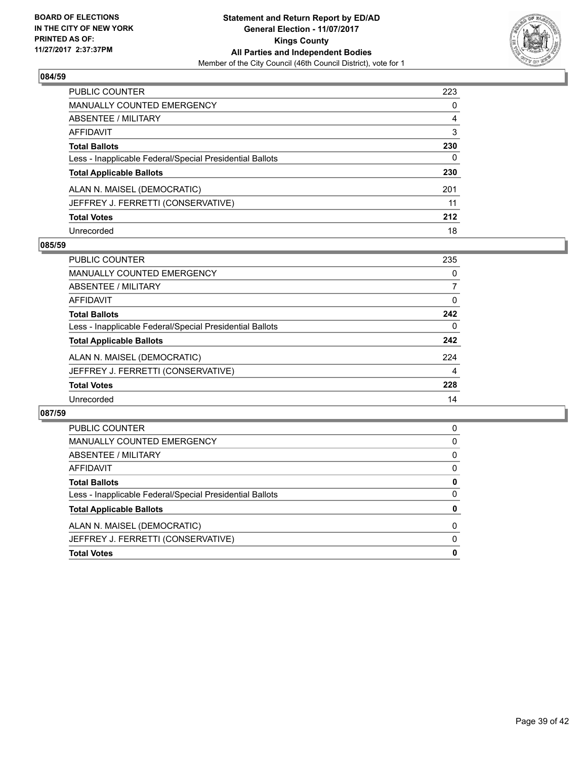## 084/59

| | |
|---|---|
| PUBLIC COUNTER | 223 |
| MANUALLY COUNTED EMERGENCY | 0 |
| ABSENTEE / MILITARY | 4 |
| AFFIDAVIT | 3 |
| **Total Ballots** | **230** |
| Less - Inapplicable Federal/Special Presidential Ballots | 0 |
| **Total Applicable Ballots** | **230** |
| ALAN N. MAISEL (DEMOCRATIC) | 201 |
| JEFFREY J. FERRETTI (CONSERVATIVE) | 11 |
| **Total Votes** | **212** |
| Unrecorded | 18 |

## 085/59

| | |
|---|---|
| PUBLIC COUNTER | 235 |
| MANUALLY COUNTED EMERGENCY | 0 |
| ABSENTEE / MILITARY | 7 |
| AFFIDAVIT | 0 |
| **Total Ballots** | **242** |
| Less - Inapplicable Federal/Special Presidential Ballots | 0 |
| **Total Applicable Ballots** | **242** |
| ALAN N. MAISEL (DEMOCRATIC) | 224 |
| JEFFREY J. FERRETTI (CONSERVATIVE) | 4 |
| **Total Votes** | **228** |
| Unrecorded | 14 |

## 087/59

| | |
|---|---|
| PUBLIC COUNTER | 0 |
| MANUALLY COUNTED EMERGENCY | 0 |
| ABSENTEE / MILITARY | 0 |
| AFFIDAVIT | 0 |
| **Total Ballots** | **0** |
| Less - Inapplicable Federal/Special Presidential Ballots | 0 |
| **Total Applicable Ballots** | **0** |
| ALAN N. MAISEL (DEMOCRATIC) | 0 |
| JEFFREY J. FERRETTI (CONSERVATIVE) | 0 |
| **Total Votes** | **0** |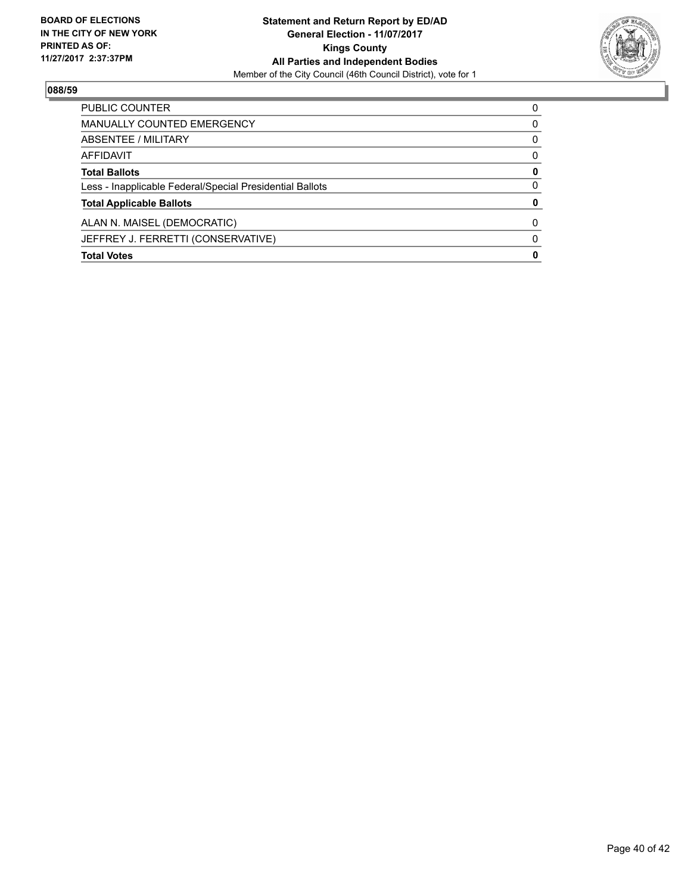BOARD OF ELECTIONS
IN THE CITY OF NEW YORK
PRINTED AS OF:
11/27/2017 2:37:37PM

**Statement and Return Report by ED/AD**
**General Election - 11/07/2017**
**Kings County**
**All Parties and Independent Bodies**
Member of the City Council (46th Council District), vote for 1

## 088/59

| | |
|---|---|
| PUBLIC COUNTER | 0 |
| MANUALLY COUNTED EMERGENCY | 0 |
| ABSENTEE / MILITARY | 0 |
| AFFIDAVIT | 0 |
| **Total Ballots** | **0** |
| Less - Inapplicable Federal/Special Presidential Ballots | 0 |
| **Total Applicable Ballots** | **0** |
| ALAN N. MAISEL (DEMOCRATIC) | 0 |
| JEFFREY J. FERRETTI (CONSERVATIVE) | 0 |
| **Total Votes** | **0** |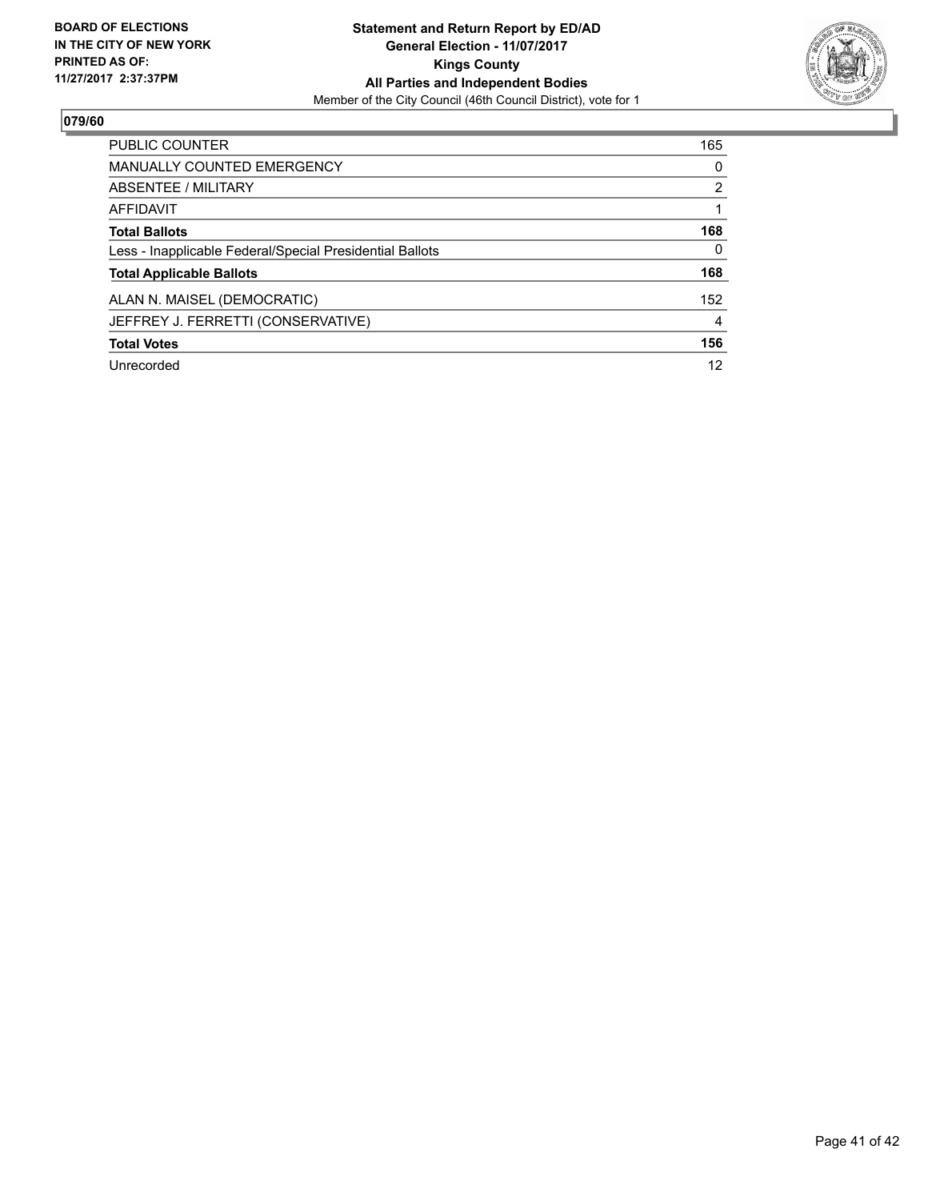**BOARD OF ELECTIONS IN THE CITY OF NEW YORK PRINTED AS OF: 11/27/2017 2:37:37PM**

**Statement and Return Report by ED/AD**
**General Election - 11/07/2017**
**Kings County**
**All Parties and Independent Bodies**
Member of the City Council (46th Council District), vote for 1

## 079/60

| | |
|---|---|
| PUBLIC COUNTER | 165 |
| MANUALLY COUNTED EMERGENCY | 0 |
| ABSENTEE / MILITARY | 2 |
| AFFIDAVIT | 1 |
| **Total Ballots** | **168** |
| Less - Inapplicable Federal/Special Presidential Ballots | 0 |
| **Total Applicable Ballots** | **168** |
| ALAN N. MAISEL (DEMOCRATIC) | 152 |
| JEFFREY J. FERRETTI (CONSERVATIVE) | 4 |
| **Total Votes** | **156** |
| Unrecorded | 12 |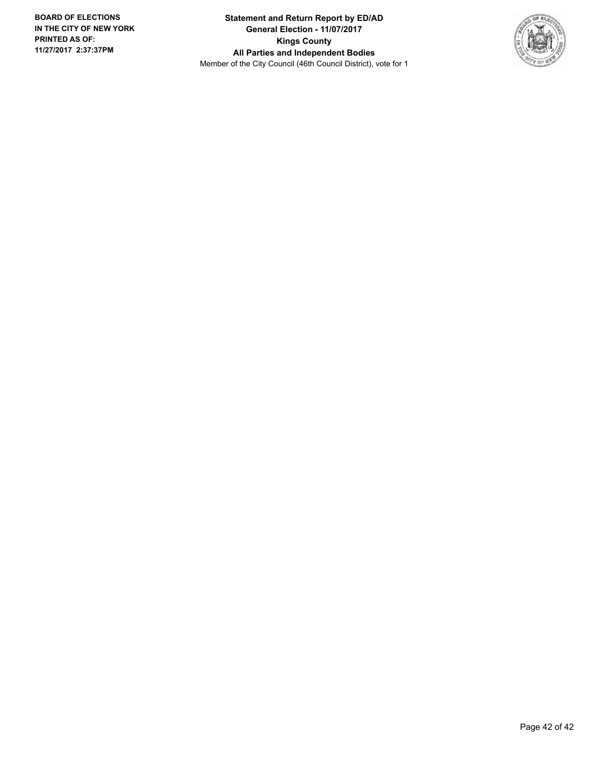**BOARD OF ELECTIONS IN THE CITY OF NEW YORK PRINTED AS OF: 11/27/2017 2:37:37PM**

**Statement and Return Report by ED/AD**
**General Election - 11/07/2017**
**Kings County**
**All Parties and Independent Bodies**
Member of the City Council (46th Council District), vote for 1